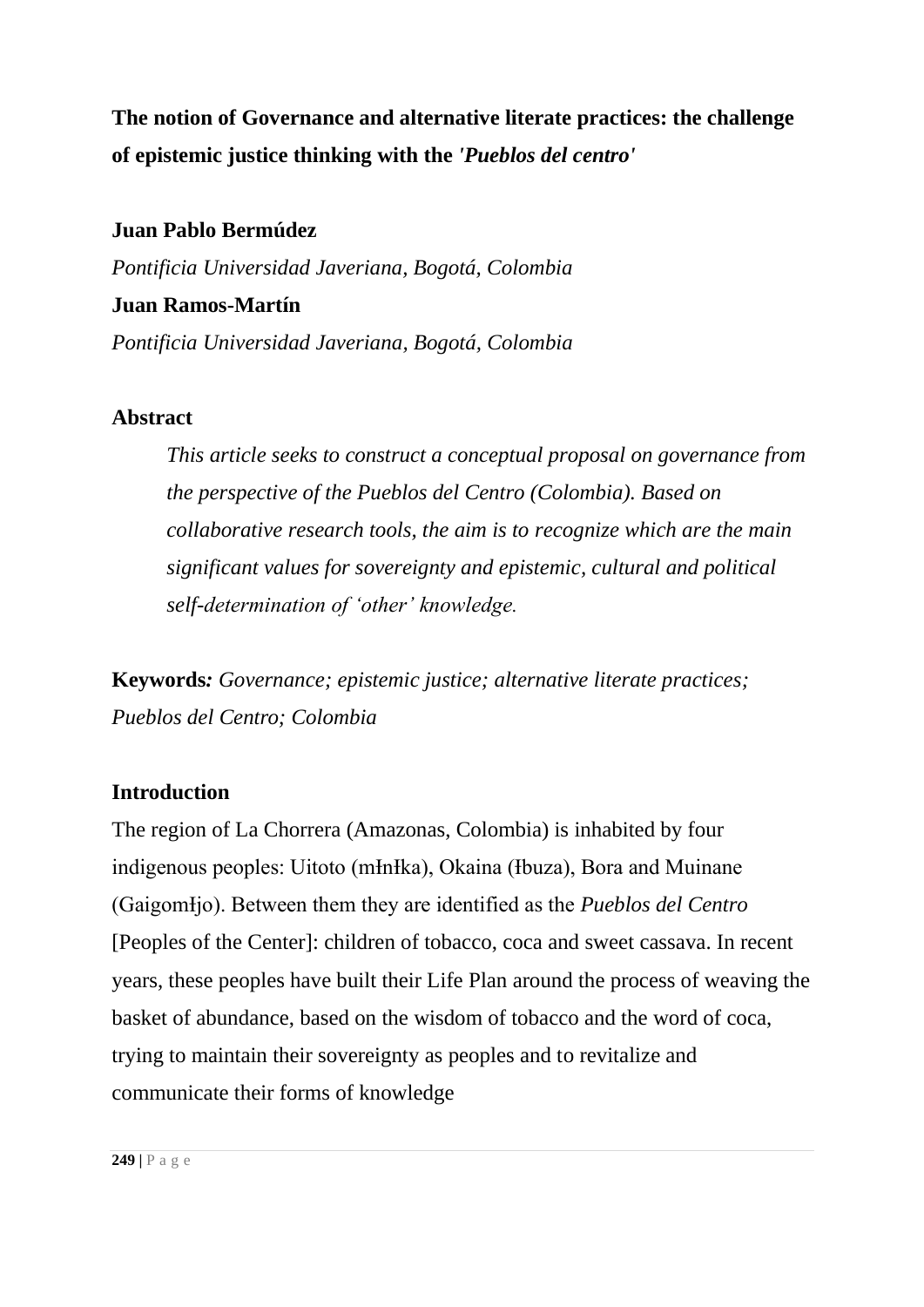# The notion of Governance and alternative literate practices: the challenge of epistemic justice thinking with the *'Pueblos del centro'*

**Juan Pablo Bermúdez**

*Pontificia Universidad Javeriana, Bogotá, Colombia*

**Juan Ramos-Martín**

*Pontificia Universidad Javeriana, Bogotá, Colombia*

## Abstract

> *This article seeks to construct a conceptual proposal on governance from the perspective of the Pueblos del Centro (Colombia). Based on collaborative research tools, the aim is to recognize which are the main significant values for sovereignty and epistemic, cultural and political self-determination of 'other' knowledge.*

**Keywords:** *Governance; epistemic justice; alternative literate practices; Pueblos del Centro; Colombia*

## Introduction

The region of La Chorrera (Amazonas, Colombia) is inhabited by four indigenous peoples: Uitoto (mɨnɨka), Okaina (ɨbuza), Bora and Muinane (Gaigomɨjo). Between them they are identified as the *Pueblos del Centro* [Peoples of the Center]: children of tobacco, coca and sweet cassava. In recent years, these peoples have built their Life Plan around the process of weaving the basket of abundance, based on the wisdom of tobacco and the word of coca, trying to maintain their sovereignty as peoples and to revitalize and communicate their forms of knowledge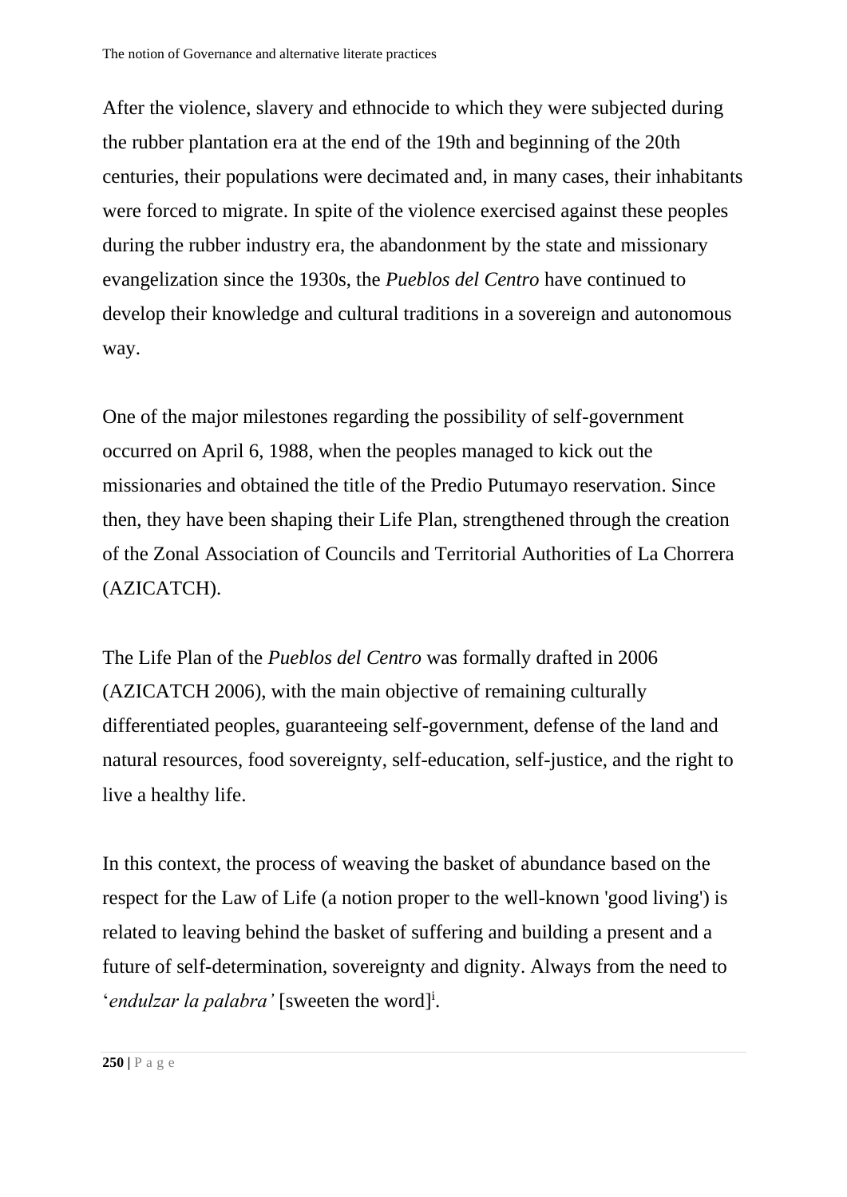After the violence, slavery and ethnocide to which they were subjected during the rubber plantation era at the end of the 19th and beginning of the 20th centuries, their populations were decimated and, in many cases, their inhabitants were forced to migrate. In spite of the violence exercised against these peoples during the rubber industry era, the abandonment by the state and missionary evangelization since the 1930s, the *Pueblos del Centro* have continued to develop their knowledge and cultural traditions in a sovereign and autonomous way.

One of the major milestones regarding the possibility of self-government occurred on April 6, 1988, when the peoples managed to kick out the missionaries and obtained the title of the Predio Putumayo reservation. Since then, they have been shaping their Life Plan, strengthened through the creation of the Zonal Association of Councils and Territorial Authorities of La Chorrera (AZICATCH).

The Life Plan of the *Pueblos del Centro* was formally drafted in 2006 (AZICATCH 2006), with the main objective of remaining culturally differentiated peoples, guaranteeing self-government, defense of the land and natural resources, food sovereignty, self-education, self-justice, and the right to live a healthy life.

In this context, the process of weaving the basket of abundance based on the respect for the Law of Life (a notion proper to the well-known 'good living') is related to leaving behind the basket of suffering and building a present and a future of self-determination, sovereignty and dignity. Always from the need to '*endulzar la palabra'* [sweeten the word][i].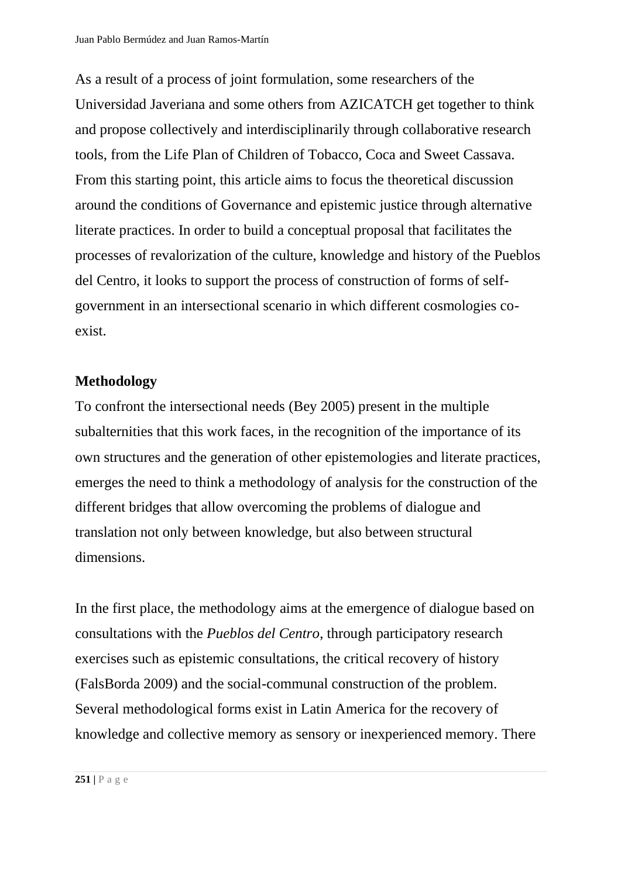As a result of a process of joint formulation, some researchers of the Universidad Javeriana and some others from AZICATCH get together to think and propose collectively and interdisciplinarily through collaborative research tools, from the Life Plan of Children of Tobacco, Coca and Sweet Cassava. From this starting point, this article aims to focus the theoretical discussion around the conditions of Governance and epistemic justice through alternative literate practices. In order to build a conceptual proposal that facilitates the processes of revalorization of the culture, knowledge and history of the Pueblos del Centro, it looks to support the process of construction of forms of self-government in an intersectional scenario in which different cosmologies co-exist.

## Methodology

To confront the intersectional needs (Bey 2005) present in the multiple subalternities that this work faces, in the recognition of the importance of its own structures and the generation of other epistemologies and literate practices, emerges the need to think a methodology of analysis for the construction of the different bridges that allow overcoming the problems of dialogue and translation not only between knowledge, but also between structural dimensions.

In the first place, the methodology aims at the emergence of dialogue based on consultations with the *Pueblos del Centro*, through participatory research exercises such as epistemic consultations, the critical recovery of history (FalsBorda 2009) and the social-communal construction of the problem. Several methodological forms exist in Latin America for the recovery of knowledge and collective memory as sensory or inexperienced memory. There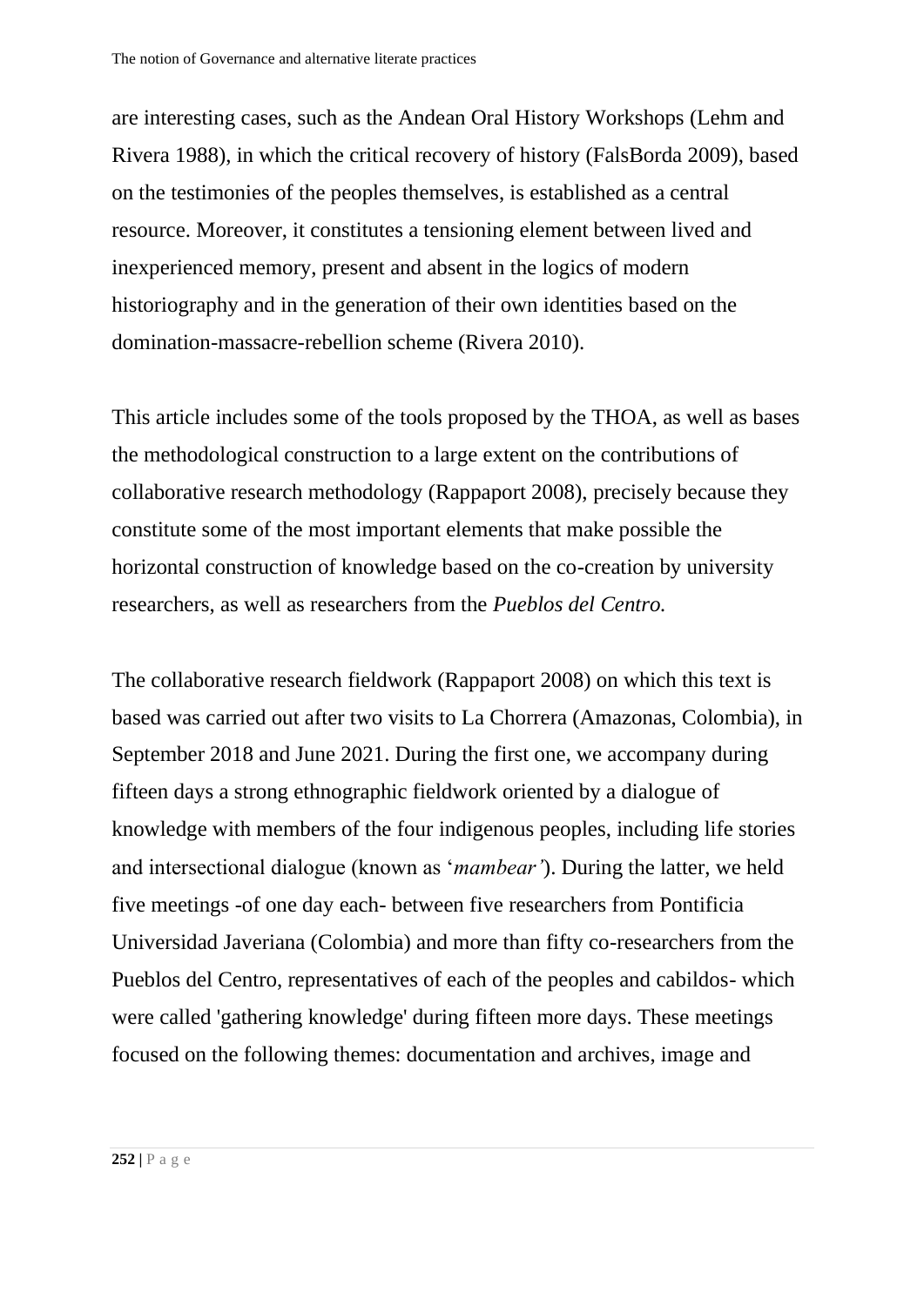are interesting cases, such as the Andean Oral History Workshops (Lehm and Rivera 1988), in which the critical recovery of history (FalsBorda 2009), based on the testimonies of the peoples themselves, is established as a central resource. Moreover, it constitutes a tensioning element between lived and inexperienced memory, present and absent in the logics of modern historiography and in the generation of their own identities based on the domination-massacre-rebellion scheme (Rivera 2010).

This article includes some of the tools proposed by the THOA, as well as bases the methodological construction to a large extent on the contributions of collaborative research methodology (Rappaport 2008), precisely because they constitute some of the most important elements that make possible the horizontal construction of knowledge based on the co-creation by university researchers, as well as researchers from the *Pueblos del Centro.*

The collaborative research fieldwork (Rappaport 2008) on which this text is based was carried out after two visits to La Chorrera (Amazonas, Colombia), in September 2018 and June 2021. During the first one, we accompany during fifteen days a strong ethnographic fieldwork oriented by a dialogue of knowledge with members of the four indigenous peoples, including life stories and intersectional dialogue (known as '*mambear'*). During the latter, we held five meetings -of one day each- between five researchers from Pontificia Universidad Javeriana (Colombia) and more than fifty co-researchers from the Pueblos del Centro, representatives of each of the peoples and cabildos- which were called 'gathering knowledge' during fifteen more days. These meetings focused on the following themes: documentation and archives, image and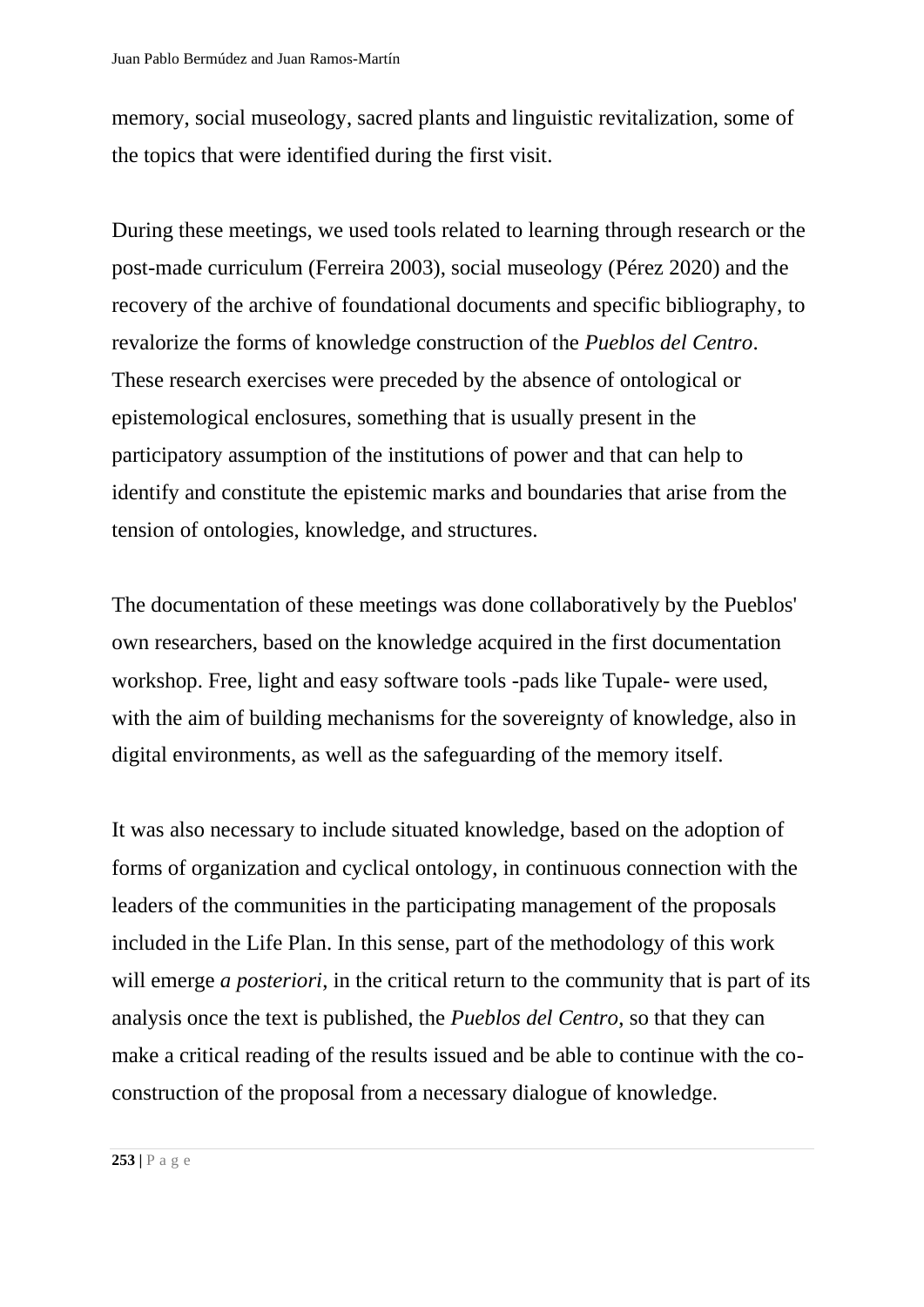memory, social museology, sacred plants and linguistic revitalization, some of the topics that were identified during the first visit.

During these meetings, we used tools related to learning through research or the post-made curriculum (Ferreira 2003), social museology (Pérez 2020) and the recovery of the archive of foundational documents and specific bibliography, to revalorize the forms of knowledge construction of the *Pueblos del Centro*. These research exercises were preceded by the absence of ontological or epistemological enclosures, something that is usually present in the participatory assumption of the institutions of power and that can help to identify and constitute the epistemic marks and boundaries that arise from the tension of ontologies, knowledge, and structures.

The documentation of these meetings was done collaboratively by the Pueblos' own researchers, based on the knowledge acquired in the first documentation workshop. Free, light and easy software tools -pads like Tupale- were used, with the aim of building mechanisms for the sovereignty of knowledge, also in digital environments, as well as the safeguarding of the memory itself.

It was also necessary to include situated knowledge, based on the adoption of forms of organization and cyclical ontology, in continuous connection with the leaders of the communities in the participating management of the proposals included in the Life Plan. In this sense, part of the methodology of this work will emerge *a posteriori*, in the critical return to the community that is part of its analysis once the text is published, the *Pueblos del Centro*, so that they can make a critical reading of the results issued and be able to continue with the co-construction of the proposal from a necessary dialogue of knowledge.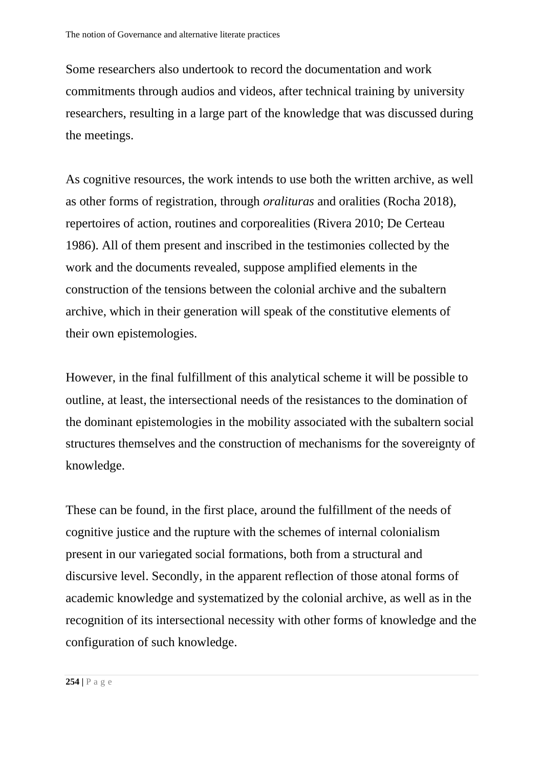Some researchers also undertook to record the documentation and work commitments through audios and videos, after technical training by university researchers, resulting in a large part of the knowledge that was discussed during the meetings.

As cognitive resources, the work intends to use both the written archive, as well as other forms of registration, through *oralituras* and oralities (Rocha 2018), repertoires of action, routines and corporealities (Rivera 2010; De Certeau 1986). All of them present and inscribed in the testimonies collected by the work and the documents revealed, suppose amplified elements in the construction of the tensions between the colonial archive and the subaltern archive, which in their generation will speak of the constitutive elements of their own epistemologies.

However, in the final fulfillment of this analytical scheme it will be possible to outline, at least, the intersectional needs of the resistances to the domination of the dominant epistemologies in the mobility associated with the subaltern social structures themselves and the construction of mechanisms for the sovereignty of knowledge.

These can be found, in the first place, around the fulfillment of the needs of cognitive justice and the rupture with the schemes of internal colonialism present in our variegated social formations, both from a structural and discursive level. Secondly, in the apparent reflection of those atonal forms of academic knowledge and systematized by the colonial archive, as well as in the recognition of its intersectional necessity with other forms of knowledge and the configuration of such knowledge.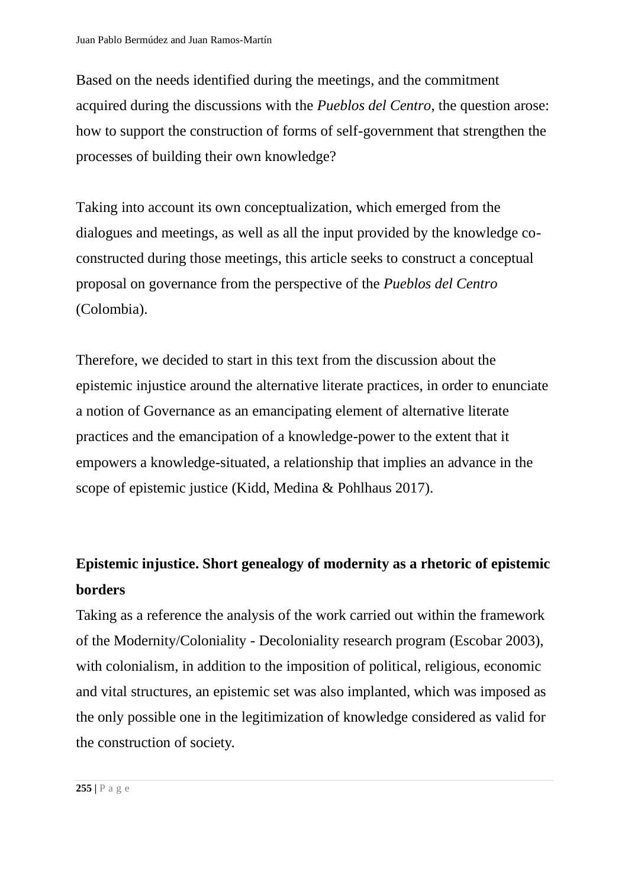Based on the needs identified during the meetings, and the commitment acquired during the discussions with the *Pueblos del Centro*, the question arose: how to support the construction of forms of self-government that strengthen the processes of building their own knowledge?

Taking into account its own conceptualization, which emerged from the dialogues and meetings, as well as all the input provided by the knowledge co-constructed during those meetings, this article seeks to construct a conceptual proposal on governance from the perspective of the *Pueblos del Centro* (Colombia).

Therefore, we decided to start in this text from the discussion about the epistemic injustice around the alternative literate practices, in order to enunciate a notion of Governance as an emancipating element of alternative literate practices and the emancipation of a knowledge-power to the extent that it empowers a knowledge-situated, a relationship that implies an advance in the scope of epistemic justice (Kidd, Medina & Pohlhaus 2017).

## Epistemic injustice. Short genealogy of modernity as a rhetoric of epistemic borders

Taking as a reference the analysis of the work carried out within the framework of the Modernity/Coloniality - Decoloniality research program (Escobar 2003), with colonialism, in addition to the imposition of political, religious, economic and vital structures, an epistemic set was also implanted, which was imposed as the only possible one in the legitimization of knowledge considered as valid for the construction of society.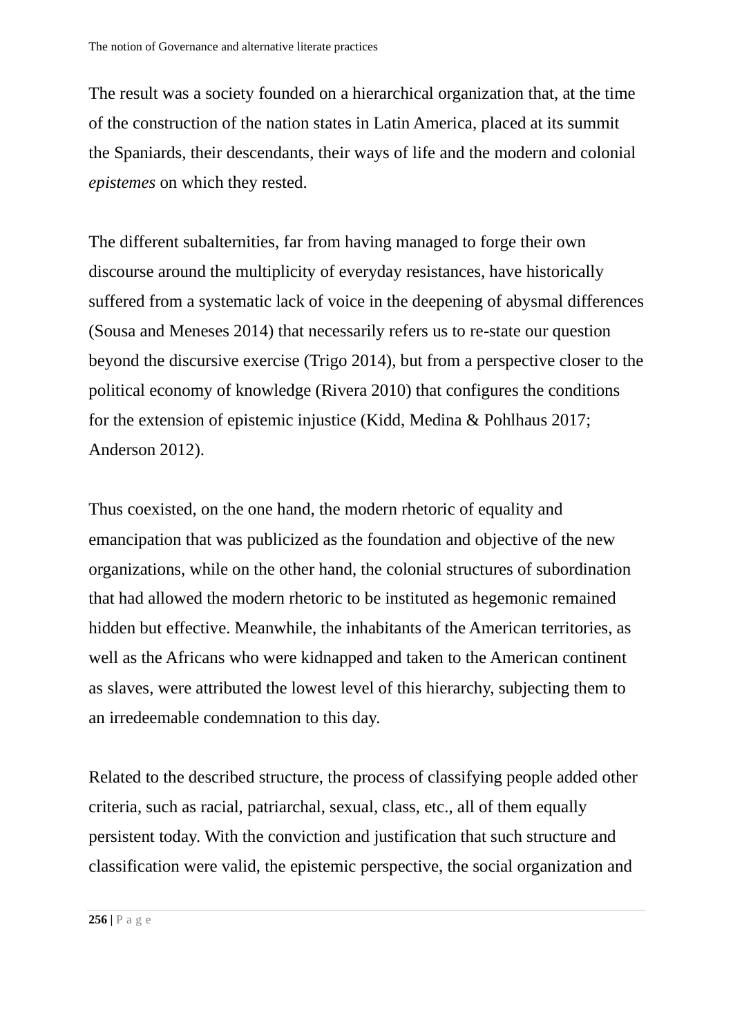The result was a society founded on a hierarchical organization that, at the time of the construction of the nation states in Latin America, placed at its summit the Spaniards, their descendants, their ways of life and the modern and colonial *epistemes* on which they rested.

The different subalternities, far from having managed to forge their own discourse around the multiplicity of everyday resistances, have historically suffered from a systematic lack of voice in the deepening of abysmal differences (Sousa and Meneses 2014) that necessarily refers us to re-state our question beyond the discursive exercise (Trigo 2014), but from a perspective closer to the political economy of knowledge (Rivera 2010) that configures the conditions for the extension of epistemic injustice (Kidd, Medina & Pohlhaus 2017; Anderson 2012).

Thus coexisted, on the one hand, the modern rhetoric of equality and emancipation that was publicized as the foundation and objective of the new organizations, while on the other hand, the colonial structures of subordination that had allowed the modern rhetoric to be instituted as hegemonic remained hidden but effective. Meanwhile, the inhabitants of the American territories, as well as the Africans who were kidnapped and taken to the American continent as slaves, were attributed the lowest level of this hierarchy, subjecting them to an irredeemable condemnation to this day.

Related to the described structure, the process of classifying people added other criteria, such as racial, patriarchal, sexual, class, etc., all of them equally persistent today. With the conviction and justification that such structure and classification were valid, the epistemic perspective, the social organization and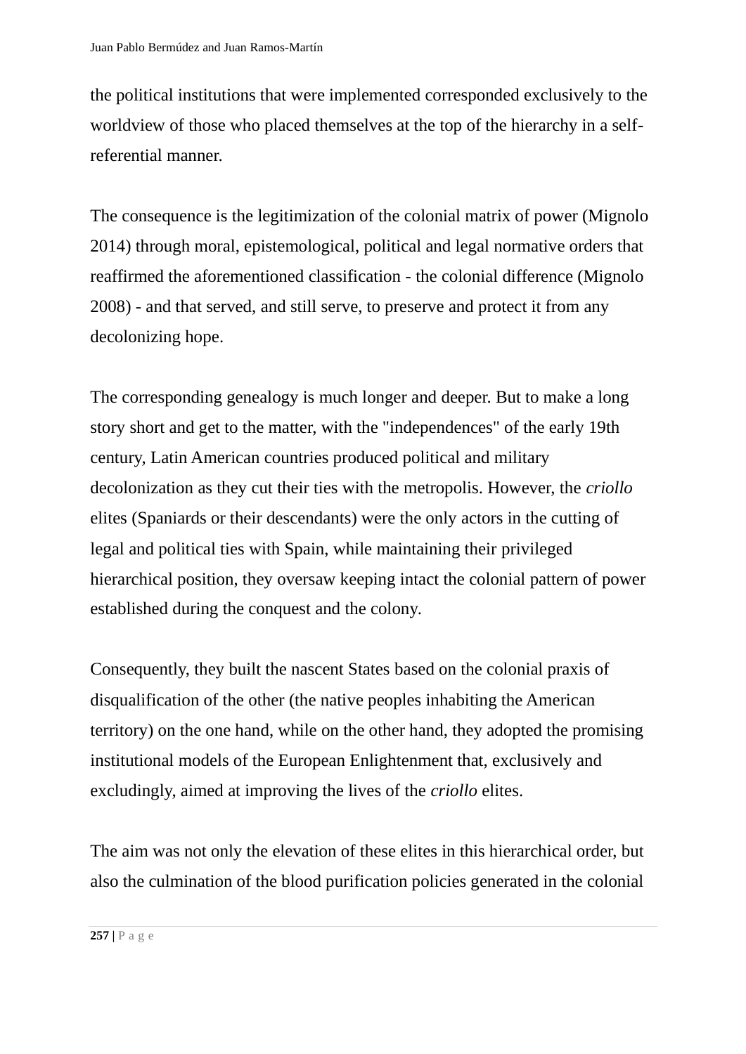the political institutions that were implemented corresponded exclusively to the worldview of those who placed themselves at the top of the hierarchy in a self-referential manner.

The consequence is the legitimization of the colonial matrix of power (Mignolo 2014) through moral, epistemological, political and legal normative orders that reaffirmed the aforementioned classification - the colonial difference (Mignolo 2008) - and that served, and still serve, to preserve and protect it from any decolonizing hope.

The corresponding genealogy is much longer and deeper. But to make a long story short and get to the matter, with the "independences" of the early 19th century, Latin American countries produced political and military decolonization as they cut their ties with the metropolis. However, the *criollo* elites (Spaniards or their descendants) were the only actors in the cutting of legal and political ties with Spain, while maintaining their privileged hierarchical position, they oversaw keeping intact the colonial pattern of power established during the conquest and the colony.

Consequently, they built the nascent States based on the colonial praxis of disqualification of the other (the native peoples inhabiting the American territory) on the one hand, while on the other hand, they adopted the promising institutional models of the European Enlightenment that, exclusively and excludingly, aimed at improving the lives of the *criollo* elites.

The aim was not only the elevation of these elites in this hierarchical order, but also the culmination of the blood purification policies generated in the colonial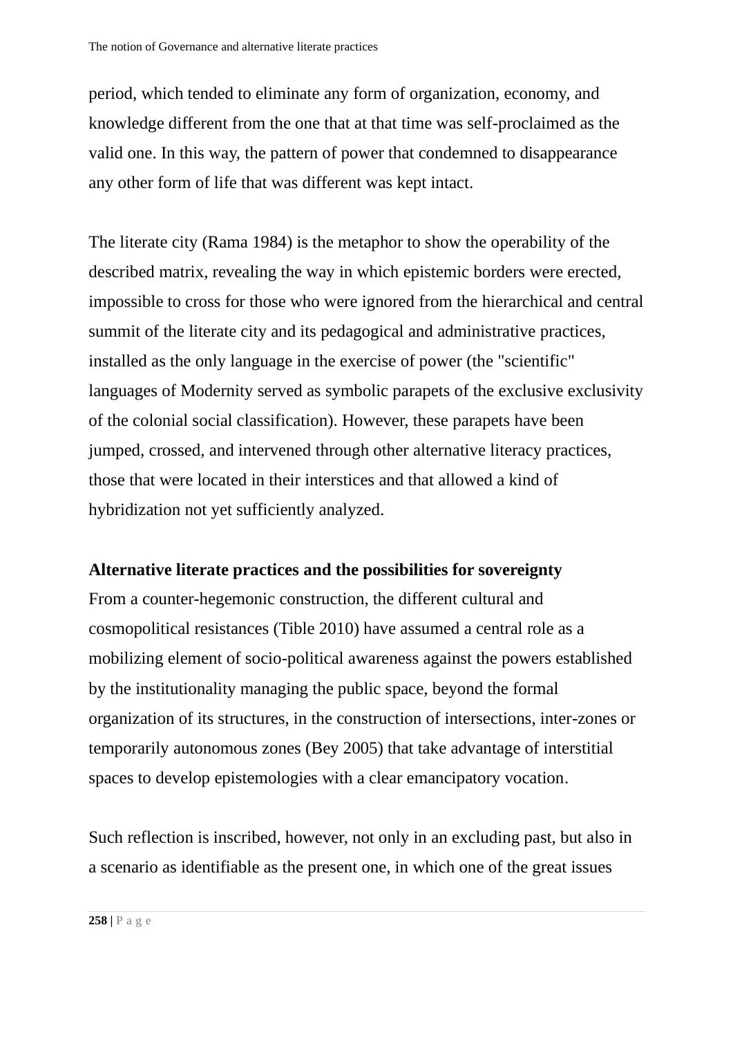period, which tended to eliminate any form of organization, economy, and knowledge different from the one that at that time was self-proclaimed as the valid one. In this way, the pattern of power that condemned to disappearance any other form of life that was different was kept intact.

The literate city (Rama 1984) is the metaphor to show the operability of the described matrix, revealing the way in which epistemic borders were erected, impossible to cross for those who were ignored from the hierarchical and central summit of the literate city and its pedagogical and administrative practices, installed as the only language in the exercise of power (the "scientific" languages of Modernity served as symbolic parapets of the exclusive exclusivity of the colonial social classification). However, these parapets have been jumped, crossed, and intervened through other alternative literacy practices, those that were located in their interstices and that allowed a kind of hybridization not yet sufficiently analyzed.

**Alternative literate practices and the possibilities for sovereignty**

From a counter-hegemonic construction, the different cultural and cosmopolitical resistances (Tible 2010) have assumed a central role as a mobilizing element of socio-political awareness against the powers established by the institutionality managing the public space, beyond the formal organization of its structures, in the construction of intersections, inter-zones or temporarily autonomous zones (Bey 2005) that take advantage of interstitial spaces to develop epistemologies with a clear emancipatory vocation.

Such reflection is inscribed, however, not only in an excluding past, but also in a scenario as identifiable as the present one, in which one of the great issues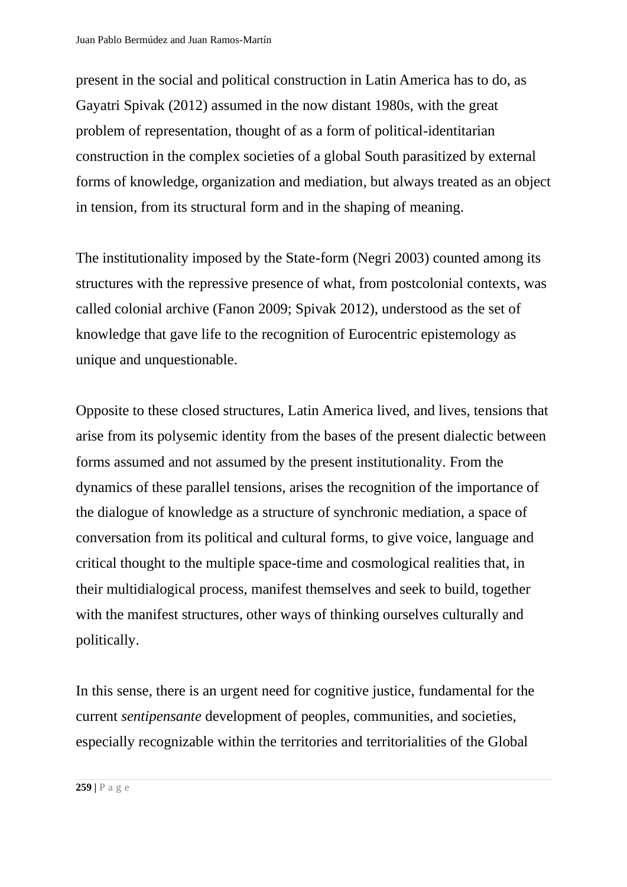present in the social and political construction in Latin America has to do, as Gayatri Spivak (2012) assumed in the now distant 1980s, with the great problem of representation, thought of as a form of political-identitarian construction in the complex societies of a global South parasitized by external forms of knowledge, organization and mediation, but always treated as an object in tension, from its structural form and in the shaping of meaning.

The institutionality imposed by the State-form (Negri 2003) counted among its structures with the repressive presence of what, from postcolonial contexts, was called colonial archive (Fanon 2009; Spivak 2012), understood as the set of knowledge that gave life to the recognition of Eurocentric epistemology as unique and unquestionable.

Opposite to these closed structures, Latin America lived, and lives, tensions that arise from its polysemic identity from the bases of the present dialectic between forms assumed and not assumed by the present institutionality. From the dynamics of these parallel tensions, arises the recognition of the importance of the dialogue of knowledge as a structure of synchronic mediation, a space of conversation from its political and cultural forms, to give voice, language and critical thought to the multiple space-time and cosmological realities that, in their multidialogical process, manifest themselves and seek to build, together with the manifest structures, other ways of thinking ourselves culturally and politically.

In this sense, there is an urgent need for cognitive justice, fundamental for the current *sentipensante* development of peoples, communities, and societies, especially recognizable within the territories and territorialities of the Global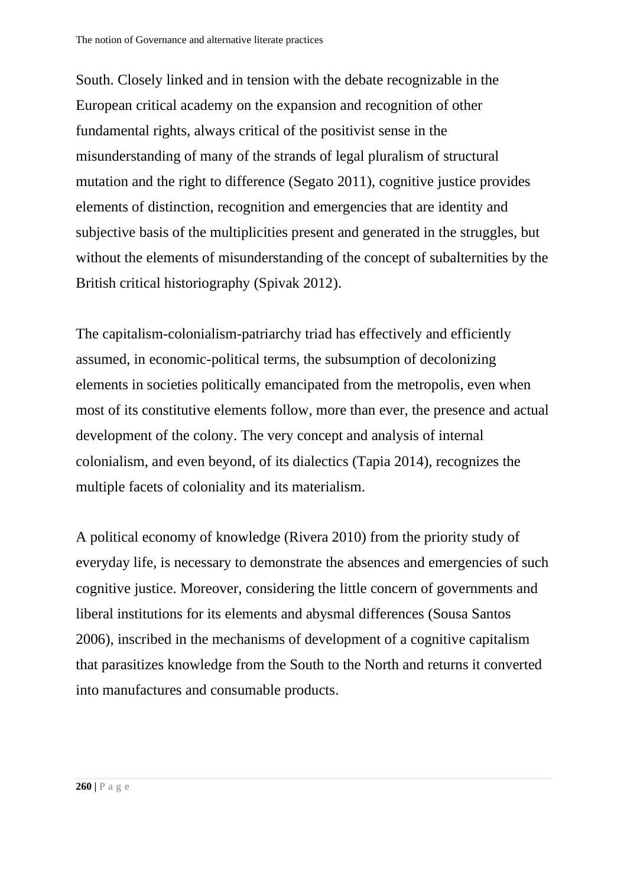South. Closely linked and in tension with the debate recognizable in the European critical academy on the expansion and recognition of other fundamental rights, always critical of the positivist sense in the misunderstanding of many of the strands of legal pluralism of structural mutation and the right to difference (Segato 2011), cognitive justice provides elements of distinction, recognition and emergencies that are identity and subjective basis of the multiplicities present and generated in the struggles, but without the elements of misunderstanding of the concept of subalternities by the British critical historiography (Spivak 2012).

The capitalism-colonialism-patriarchy triad has effectively and efficiently assumed, in economic-political terms, the subsumption of decolonizing elements in societies politically emancipated from the metropolis, even when most of its constitutive elements follow, more than ever, the presence and actual development of the colony. The very concept and analysis of internal colonialism, and even beyond, of its dialectics (Tapia 2014), recognizes the multiple facets of coloniality and its materialism.

A political economy of knowledge (Rivera 2010) from the priority study of everyday life, is necessary to demonstrate the absences and emergencies of such cognitive justice. Moreover, considering the little concern of governments and liberal institutions for its elements and abysmal differences (Sousa Santos 2006), inscribed in the mechanisms of development of a cognitive capitalism that parasitizes knowledge from the South to the North and returns it converted into manufactures and consumable products.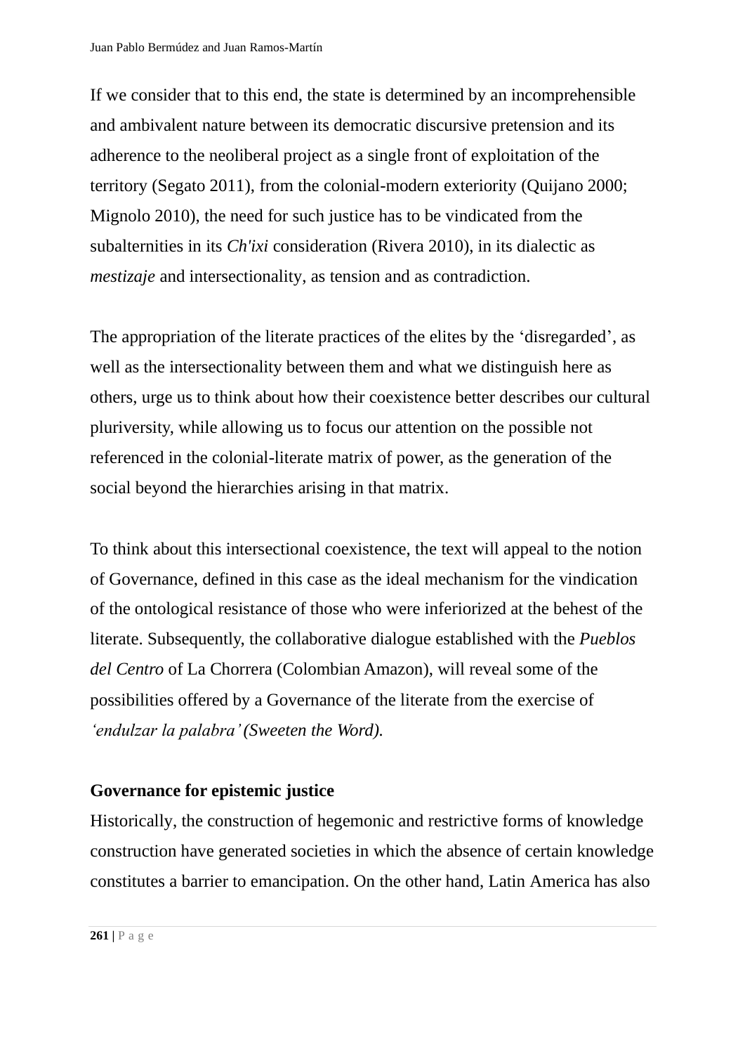If we consider that to this end, the state is determined by an incomprehensible and ambivalent nature between its democratic discursive pretension and its adherence to the neoliberal project as a single front of exploitation of the territory (Segato 2011), from the colonial-modern exteriority (Quijano 2000; Mignolo 2010), the need for such justice has to be vindicated from the subalternities in its *Ch'ixi* consideration (Rivera 2010), in its dialectic as *mestizaje* and intersectionality, as tension and as contradiction.

The appropriation of the literate practices of the elites by the 'disregarded', as well as the intersectionality between them and what we distinguish here as others, urge us to think about how their coexistence better describes our cultural pluriversity, while allowing us to focus our attention on the possible not referenced in the colonial-literate matrix of power, as the generation of the social beyond the hierarchies arising in that matrix.

To think about this intersectional coexistence, the text will appeal to the notion of Governance, defined in this case as the ideal mechanism for the vindication of the ontological resistance of those who were inferiorized at the behest of the literate. Subsequently, the collaborative dialogue established with the *Pueblos del Centro* of La Chorrera (Colombian Amazon), will reveal some of the possibilities offered by a Governance of the literate from the exercise of *'endulzar la palabra' (Sweeten the Word).*

**Governance for epistemic justice**

Historically, the construction of hegemonic and restrictive forms of knowledge construction have generated societies in which the absence of certain knowledge constitutes a barrier to emancipation. On the other hand, Latin America has also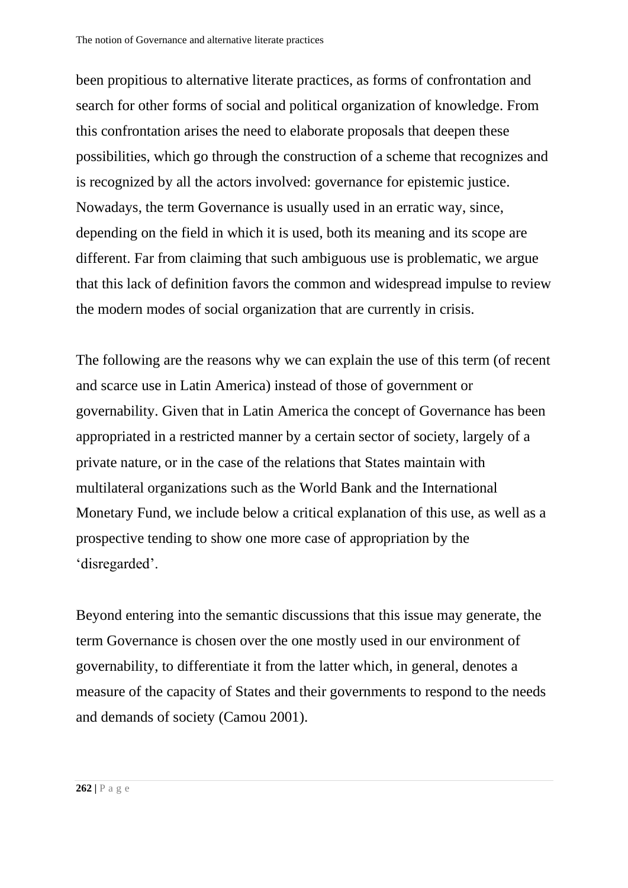been propitious to alternative literate practices, as forms of confrontation and search for other forms of social and political organization of knowledge. From this confrontation arises the need to elaborate proposals that deepen these possibilities, which go through the construction of a scheme that recognizes and is recognized by all the actors involved: governance for epistemic justice. Nowadays, the term Governance is usually used in an erratic way, since, depending on the field in which it is used, both its meaning and its scope are different. Far from claiming that such ambiguous use is problematic, we argue that this lack of definition favors the common and widespread impulse to review the modern modes of social organization that are currently in crisis.

The following are the reasons why we can explain the use of this term (of recent and scarce use in Latin America) instead of those of government or governability. Given that in Latin America the concept of Governance has been appropriated in a restricted manner by a certain sector of society, largely of a private nature, or in the case of the relations that States maintain with multilateral organizations such as the World Bank and the International Monetary Fund, we include below a critical explanation of this use, as well as a prospective tending to show one more case of appropriation by the 'disregarded'.

Beyond entering into the semantic discussions that this issue may generate, the term Governance is chosen over the one mostly used in our environment of governability, to differentiate it from the latter which, in general, denotes a measure of the capacity of States and their governments to respond to the needs and demands of society (Camou 2001).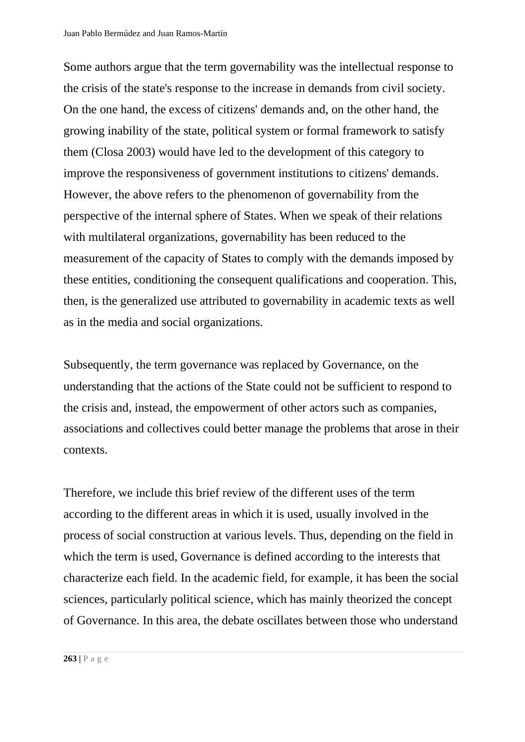Some authors argue that the term governability was the intellectual response to the crisis of the state's response to the increase in demands from civil society. On the one hand, the excess of citizens' demands and, on the other hand, the growing inability of the state, political system or formal framework to satisfy them (Closa 2003) would have led to the development of this category to improve the responsiveness of government institutions to citizens' demands. However, the above refers to the phenomenon of governability from the perspective of the internal sphere of States. When we speak of their relations with multilateral organizations, governability has been reduced to the measurement of the capacity of States to comply with the demands imposed by these entities, conditioning the consequent qualifications and cooperation. This, then, is the generalized use attributed to governability in academic texts as well as in the media and social organizations.

Subsequently, the term governance was replaced by Governance, on the understanding that the actions of the State could not be sufficient to respond to the crisis and, instead, the empowerment of other actors such as companies, associations and collectives could better manage the problems that arose in their contexts.

Therefore, we include this brief review of the different uses of the term according to the different areas in which it is used, usually involved in the process of social construction at various levels. Thus, depending on the field in which the term is used, Governance is defined according to the interests that characterize each field. In the academic field, for example, it has been the social sciences, particularly political science, which has mainly theorized the concept of Governance. In this area, the debate oscillates between those who understand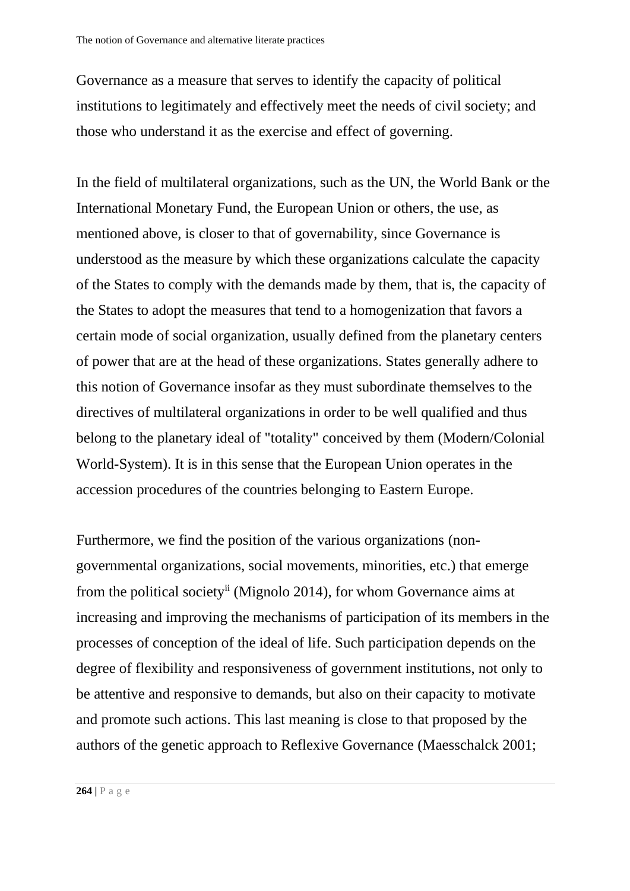Governance as a measure that serves to identify the capacity of political institutions to legitimately and effectively meet the needs of civil society; and those who understand it as the exercise and effect of governing.

In the field of multilateral organizations, such as the UN, the World Bank or the International Monetary Fund, the European Union or others, the use, as mentioned above, is closer to that of governability, since Governance is understood as the measure by which these organizations calculate the capacity of the States to comply with the demands made by them, that is, the capacity of the States to adopt the measures that tend to a homogenization that favors a certain mode of social organization, usually defined from the planetary centers of power that are at the head of these organizations. States generally adhere to this notion of Governance insofar as they must subordinate themselves to the directives of multilateral organizations in order to be well qualified and thus belong to the planetary ideal of "totality" conceived by them (Modern/Colonial World-System). It is in this sense that the European Union operates in the accession procedures of the countries belonging to Eastern Europe.

Furthermore, we find the position of the various organizations (non-governmental organizations, social movements, minorities, etc.) that emerge from the political society[ii] (Mignolo 2014), for whom Governance aims at increasing and improving the mechanisms of participation of its members in the processes of conception of the ideal of life. Such participation depends on the degree of flexibility and responsiveness of government institutions, not only to be attentive and responsive to demands, but also on their capacity to motivate and promote such actions. This last meaning is close to that proposed by the authors of the genetic approach to Reflexive Governance (Maesschalck 2001;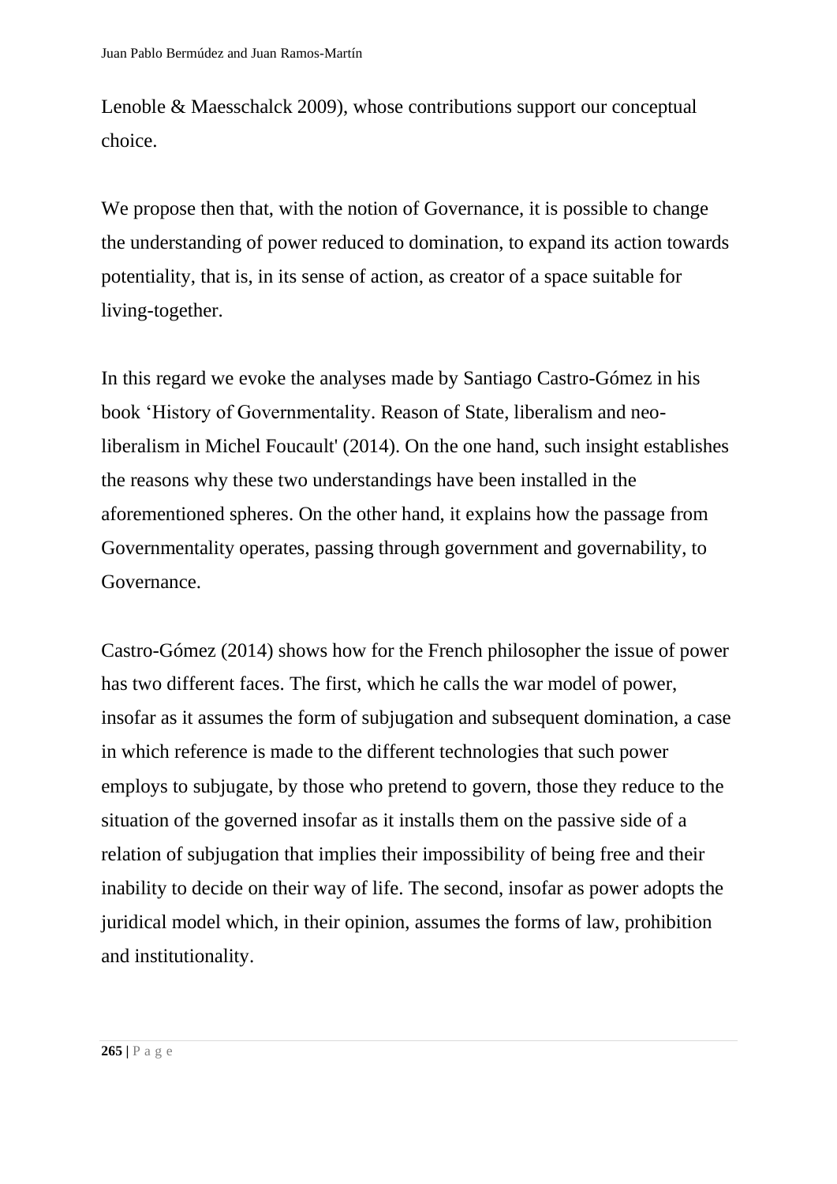Lenoble & Maesschalck 2009), whose contributions support our conceptual choice.

We propose then that, with the notion of Governance, it is possible to change the understanding of power reduced to domination, to expand its action towards potentiality, that is, in its sense of action, as creator of a space suitable for living-together.

In this regard we evoke the analyses made by Santiago Castro-Gómez in his book 'History of Governmentality. Reason of State, liberalism and neo-liberalism in Michel Foucault' (2014). On the one hand, such insight establishes the reasons why these two understandings have been installed in the aforementioned spheres. On the other hand, it explains how the passage from Governmentality operates, passing through government and governability, to Governance.

Castro-Gómez (2014) shows how for the French philosopher the issue of power has two different faces. The first, which he calls the war model of power, insofar as it assumes the form of subjugation and subsequent domination, a case in which reference is made to the different technologies that such power employs to subjugate, by those who pretend to govern, those they reduce to the situation of the governed insofar as it installs them on the passive side of a relation of subjugation that implies their impossibility of being free and their inability to decide on their way of life. The second, insofar as power adopts the juridical model which, in their opinion, assumes the forms of law, prohibition and institutionality.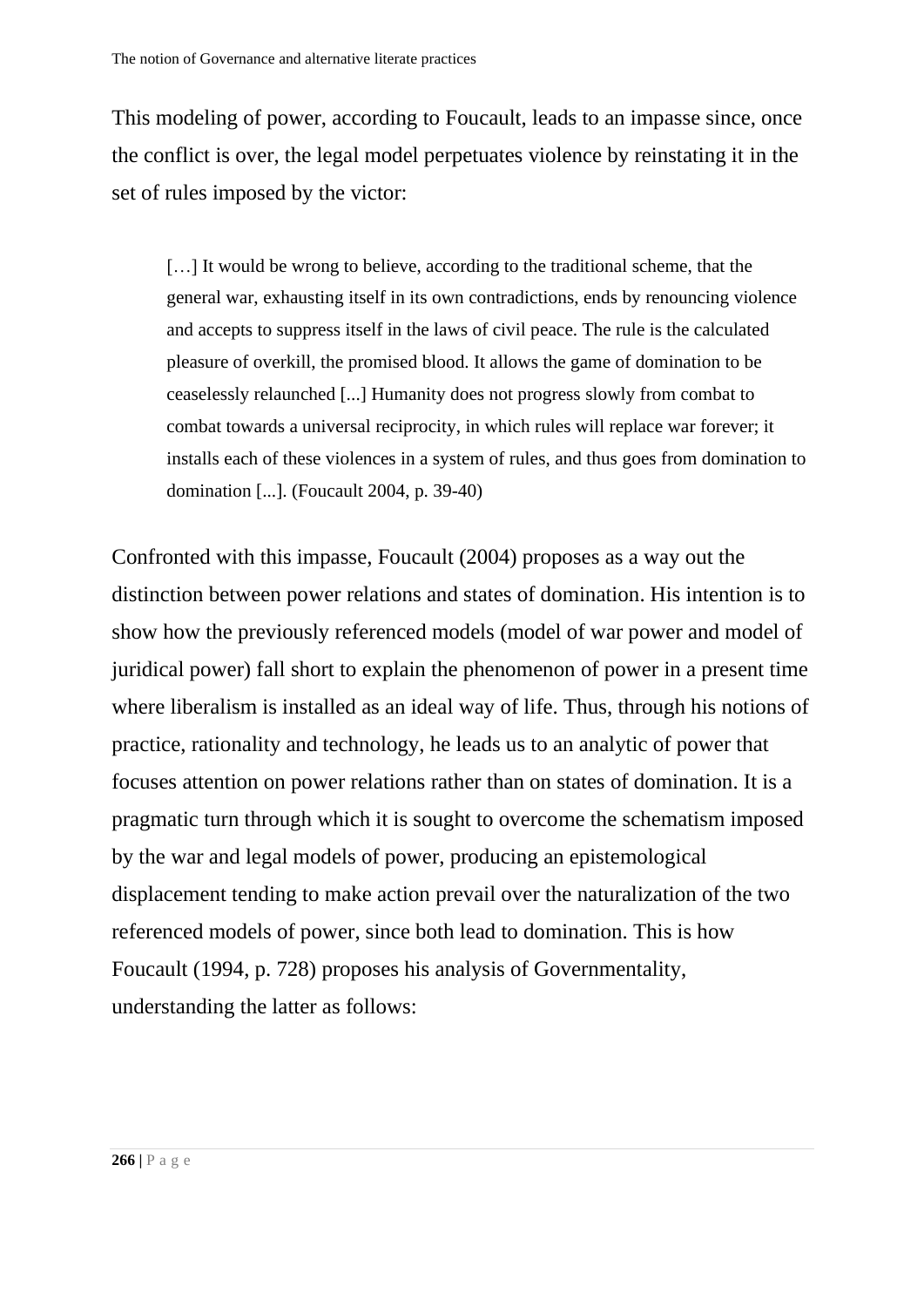This modeling of power, according to Foucault, leads to an impasse since, once the conflict is over, the legal model perpetuates violence by reinstating it in the set of rules imposed by the victor:

> […] It would be wrong to believe, according to the traditional scheme, that the general war, exhausting itself in its own contradictions, ends by renouncing violence and accepts to suppress itself in the laws of civil peace. The rule is the calculated pleasure of overkill, the promised blood. It allows the game of domination to be ceaselessly relaunched [...] Humanity does not progress slowly from combat to combat towards a universal reciprocity, in which rules will replace war forever; it installs each of these violences in a system of rules, and thus goes from domination to domination [...]. (Foucault 2004, p. 39-40)

Confronted with this impasse, Foucault (2004) proposes as a way out the distinction between power relations and states of domination. His intention is to show how the previously referenced models (model of war power and model of juridical power) fall short to explain the phenomenon of power in a present time where liberalism is installed as an ideal way of life. Thus, through his notions of practice, rationality and technology, he leads us to an analytic of power that focuses attention on power relations rather than on states of domination. It is a pragmatic turn through which it is sought to overcome the schematism imposed by the war and legal models of power, producing an epistemological displacement tending to make action prevail over the naturalization of the two referenced models of power, since both lead to domination. This is how Foucault (1994, p. 728) proposes his analysis of Governmentality, understanding the latter as follows: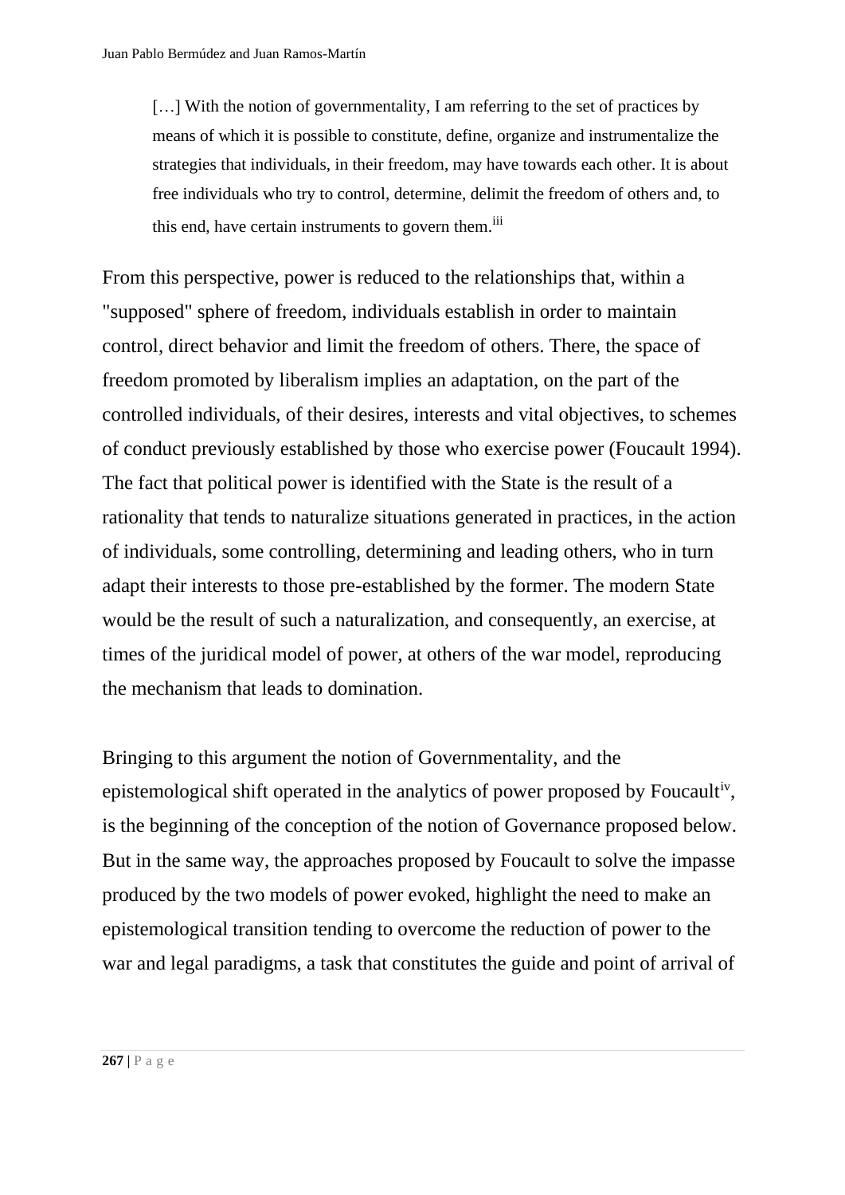> […] With the notion of governmentality, I am referring to the set of practices by means of which it is possible to constitute, define, organize and instrumentalize the strategies that individuals, in their freedom, may have towards each other. It is about free individuals who try to control, determine, delimit the freedom of others and, to this end, have certain instruments to govern them.[iii]

From this perspective, power is reduced to the relationships that, within a "supposed" sphere of freedom, individuals establish in order to maintain control, direct behavior and limit the freedom of others. There, the space of freedom promoted by liberalism implies an adaptation, on the part of the controlled individuals, of their desires, interests and vital objectives, to schemes of conduct previously established by those who exercise power (Foucault 1994). The fact that political power is identified with the State is the result of a rationality that tends to naturalize situations generated in practices, in the action of individuals, some controlling, determining and leading others, who in turn adapt their interests to those pre-established by the former. The modern State would be the result of such a naturalization, and consequently, an exercise, at times of the juridical model of power, at others of the war model, reproducing the mechanism that leads to domination.

Bringing to this argument the notion of Governmentality, and the epistemological shift operated in the analytics of power proposed by Foucault[iv], is the beginning of the conception of the notion of Governance proposed below. But in the same way, the approaches proposed by Foucault to solve the impasse produced by the two models of power evoked, highlight the need to make an epistemological transition tending to overcome the reduction of power to the war and legal paradigms, a task that constitutes the guide and point of arrival of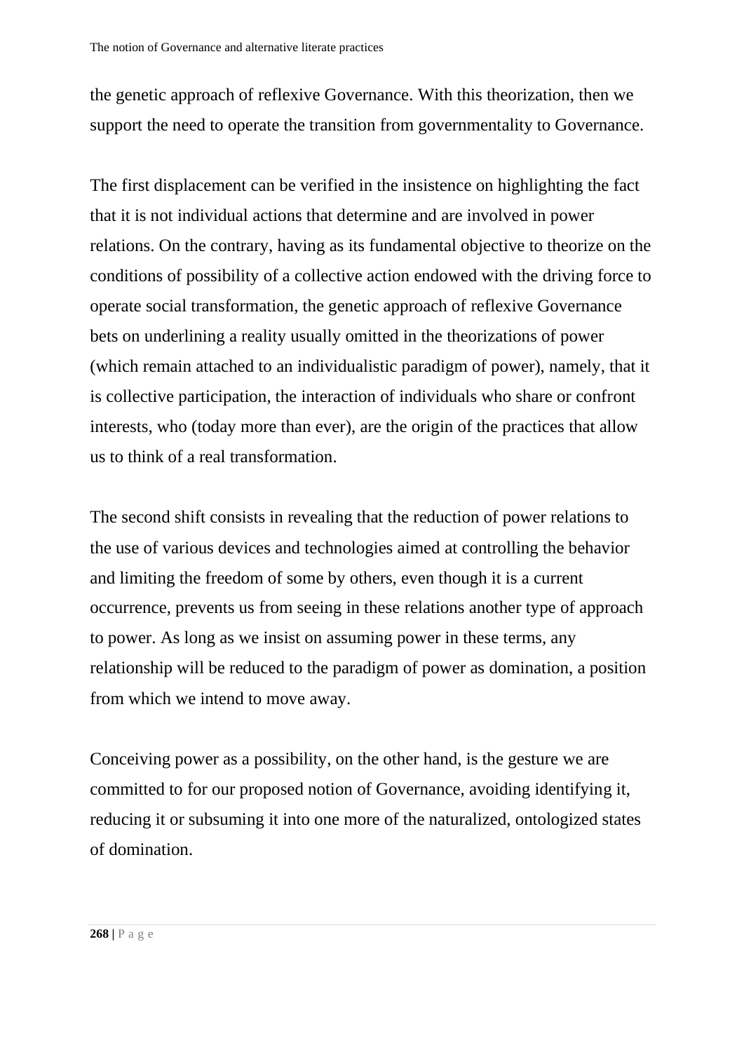the genetic approach of reflexive Governance. With this theorization, then we support the need to operate the transition from governmentality to Governance.

The first displacement can be verified in the insistence on highlighting the fact that it is not individual actions that determine and are involved in power relations. On the contrary, having as its fundamental objective to theorize on the conditions of possibility of a collective action endowed with the driving force to operate social transformation, the genetic approach of reflexive Governance bets on underlining a reality usually omitted in the theorizations of power (which remain attached to an individualistic paradigm of power), namely, that it is collective participation, the interaction of individuals who share or confront interests, who (today more than ever), are the origin of the practices that allow us to think of a real transformation.

The second shift consists in revealing that the reduction of power relations to the use of various devices and technologies aimed at controlling the behavior and limiting the freedom of some by others, even though it is a current occurrence, prevents us from seeing in these relations another type of approach to power. As long as we insist on assuming power in these terms, any relationship will be reduced to the paradigm of power as domination, a position from which we intend to move away.

Conceiving power as a possibility, on the other hand, is the gesture we are committed to for our proposed notion of Governance, avoiding identifying it, reducing it or subsuming it into one more of the naturalized, ontologized states of domination.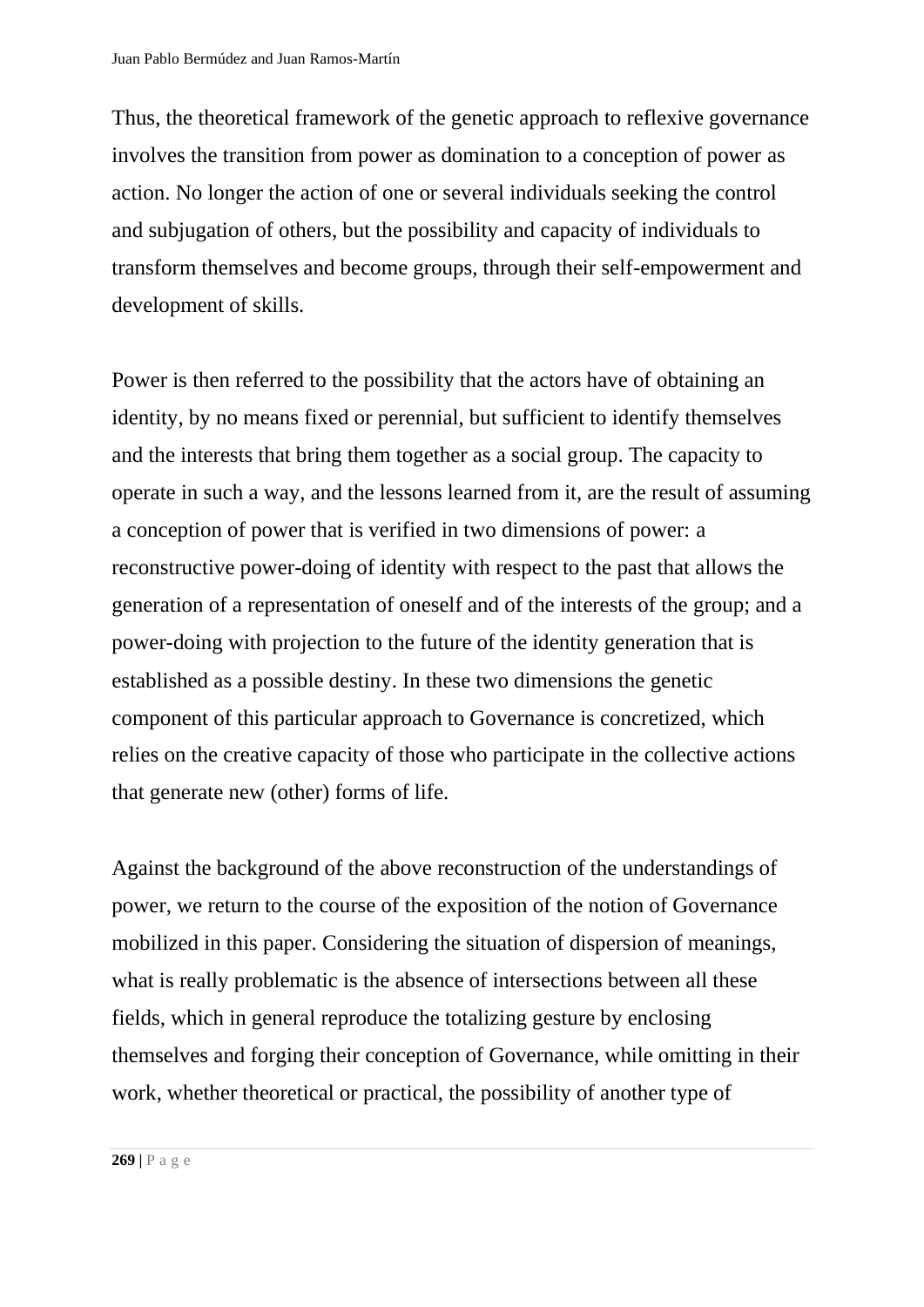Thus, the theoretical framework of the genetic approach to reflexive governance involves the transition from power as domination to a conception of power as action. No longer the action of one or several individuals seeking the control and subjugation of others, but the possibility and capacity of individuals to transform themselves and become groups, through their self-empowerment and development of skills.

Power is then referred to the possibility that the actors have of obtaining an identity, by no means fixed or perennial, but sufficient to identify themselves and the interests that bring them together as a social group. The capacity to operate in such a way, and the lessons learned from it, are the result of assuming a conception of power that is verified in two dimensions of power: a reconstructive power-doing of identity with respect to the past that allows the generation of a representation of oneself and of the interests of the group; and a power-doing with projection to the future of the identity generation that is established as a possible destiny. In these two dimensions the genetic component of this particular approach to Governance is concretized, which relies on the creative capacity of those who participate in the collective actions that generate new (other) forms of life.

Against the background of the above reconstruction of the understandings of power, we return to the course of the exposition of the notion of Governance mobilized in this paper. Considering the situation of dispersion of meanings, what is really problematic is the absence of intersections between all these fields, which in general reproduce the totalizing gesture by enclosing themselves and forging their conception of Governance, while omitting in their work, whether theoretical or practical, the possibility of another type of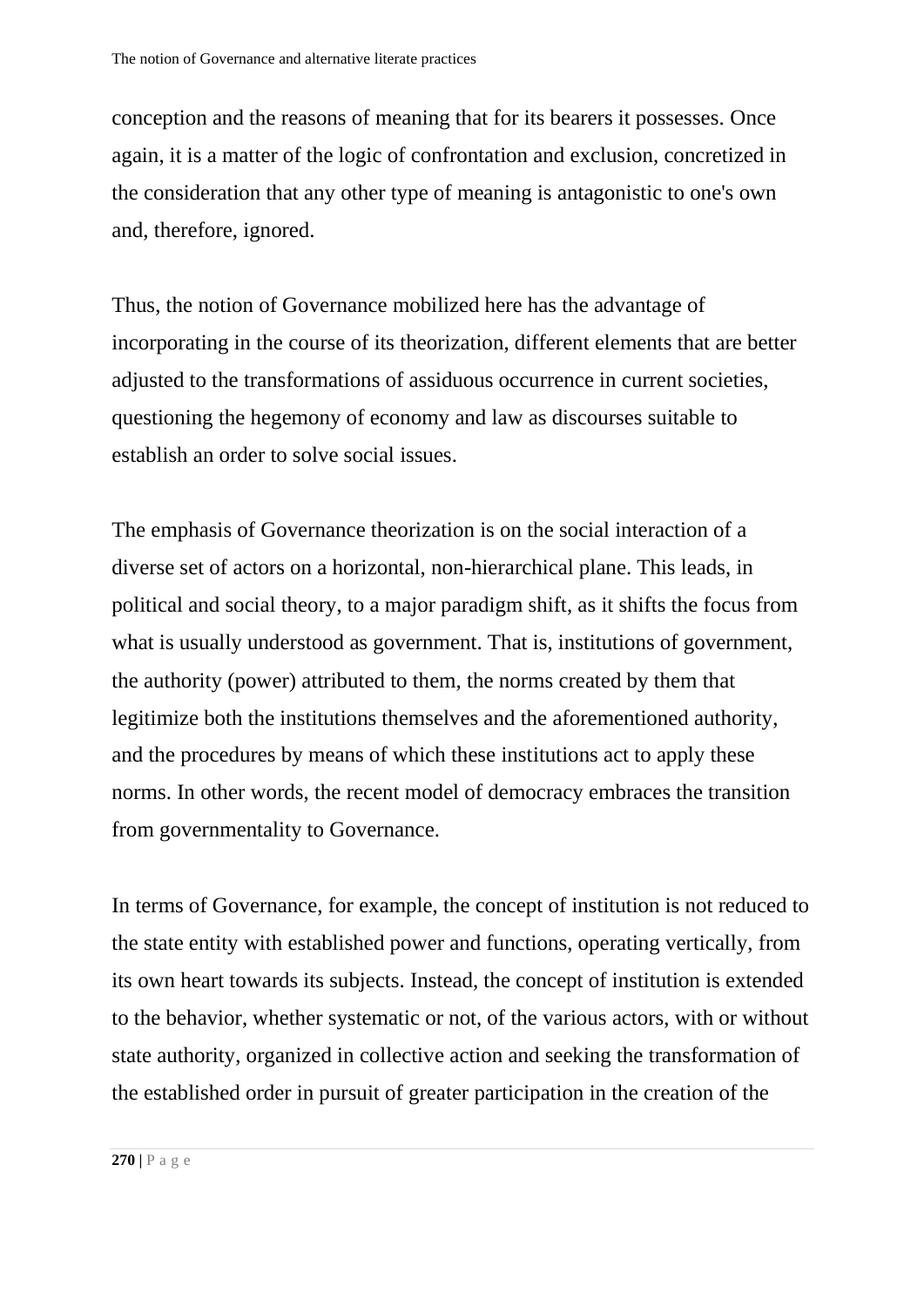conception and the reasons of meaning that for its bearers it possesses. Once again, it is a matter of the logic of confrontation and exclusion, concretized in the consideration that any other type of meaning is antagonistic to one's own and, therefore, ignored.

Thus, the notion of Governance mobilized here has the advantage of incorporating in the course of its theorization, different elements that are better adjusted to the transformations of assiduous occurrence in current societies, questioning the hegemony of economy and law as discourses suitable to establish an order to solve social issues.

The emphasis of Governance theorization is on the social interaction of a diverse set of actors on a horizontal, non-hierarchical plane. This leads, in political and social theory, to a major paradigm shift, as it shifts the focus from what is usually understood as government. That is, institutions of government, the authority (power) attributed to them, the norms created by them that legitimize both the institutions themselves and the aforementioned authority, and the procedures by means of which these institutions act to apply these norms. In other words, the recent model of democracy embraces the transition from governmentality to Governance.

In terms of Governance, for example, the concept of institution is not reduced to the state entity with established power and functions, operating vertically, from its own heart towards its subjects. Instead, the concept of institution is extended to the behavior, whether systematic or not, of the various actors, with or without state authority, organized in collective action and seeking the transformation of the established order in pursuit of greater participation in the creation of the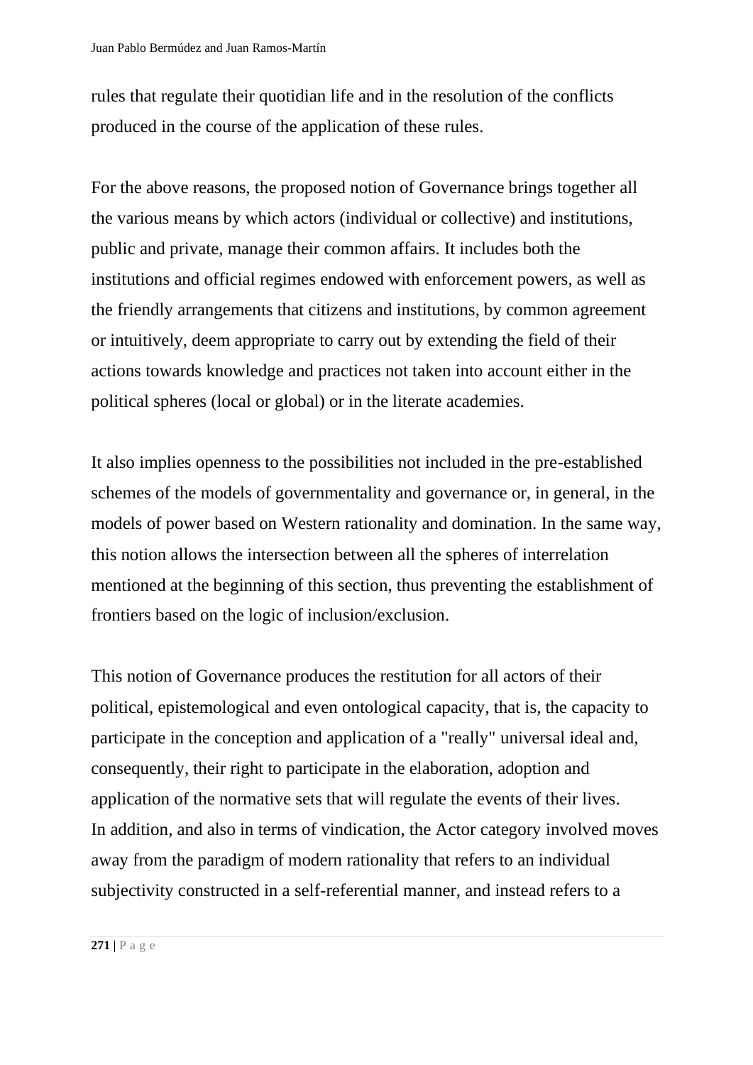rules that regulate their quotidian life and in the resolution of the conflicts produced in the course of the application of these rules.

For the above reasons, the proposed notion of Governance brings together all the various means by which actors (individual or collective) and institutions, public and private, manage their common affairs. It includes both the institutions and official regimes endowed with enforcement powers, as well as the friendly arrangements that citizens and institutions, by common agreement or intuitively, deem appropriate to carry out by extending the field of their actions towards knowledge and practices not taken into account either in the political spheres (local or global) or in the literate academies.

It also implies openness to the possibilities not included in the pre-established schemes of the models of governmentality and governance or, in general, in the models of power based on Western rationality and domination. In the same way, this notion allows the intersection between all the spheres of interrelation mentioned at the beginning of this section, thus preventing the establishment of frontiers based on the logic of inclusion/exclusion.

This notion of Governance produces the restitution for all actors of their political, epistemological and even ontological capacity, that is, the capacity to participate in the conception and application of a "really" universal ideal and, consequently, their right to participate in the elaboration, adoption and application of the normative sets that will regulate the events of their lives.
In addition, and also in terms of vindication, the Actor category involved moves away from the paradigm of modern rationality that refers to an individual subjectivity constructed in a self-referential manner, and instead refers to a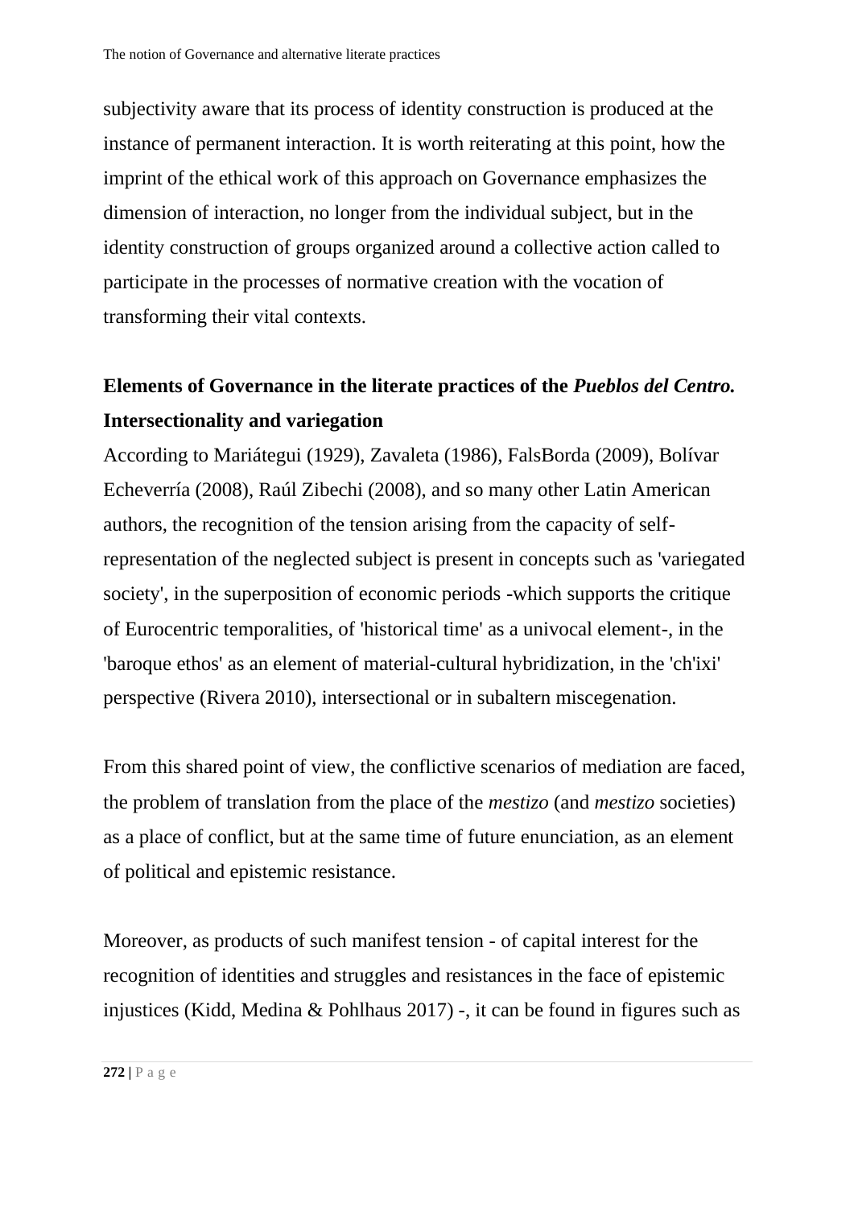subjectivity aware that its process of identity construction is produced at the instance of permanent interaction. It is worth reiterating at this point, how the imprint of the ethical work of this approach on Governance emphasizes the dimension of interaction, no longer from the individual subject, but in the identity construction of groups organized around a collective action called to participate in the processes of normative creation with the vocation of transforming their vital contexts.

## Elements of Governance in the literate practices of the *Pueblos del Centro.* Intersectionality and variegation

According to Mariátegui (1929), Zavaleta (1986), FalsBorda (2009), Bolívar Echeverría (2008), Raúl Zibechi (2008), and so many other Latin American authors, the recognition of the tension arising from the capacity of self-representation of the neglected subject is present in concepts such as 'variegated society', in the superposition of economic periods -which supports the critique of Eurocentric temporalities, of 'historical time' as a univocal element-, in the 'baroque ethos' as an element of material-cultural hybridization, in the 'ch'ixi' perspective (Rivera 2010), intersectional or in subaltern miscegenation.

From this shared point of view, the conflictive scenarios of mediation are faced, the problem of translation from the place of the *mestizo* (and *mestizo* societies) as a place of conflict, but at the same time of future enunciation, as an element of political and epistemic resistance.

Moreover, as products of such manifest tension - of capital interest for the recognition of identities and struggles and resistances in the face of epistemic injustices (Kidd, Medina & Pohlhaus 2017) -, it can be found in figures such as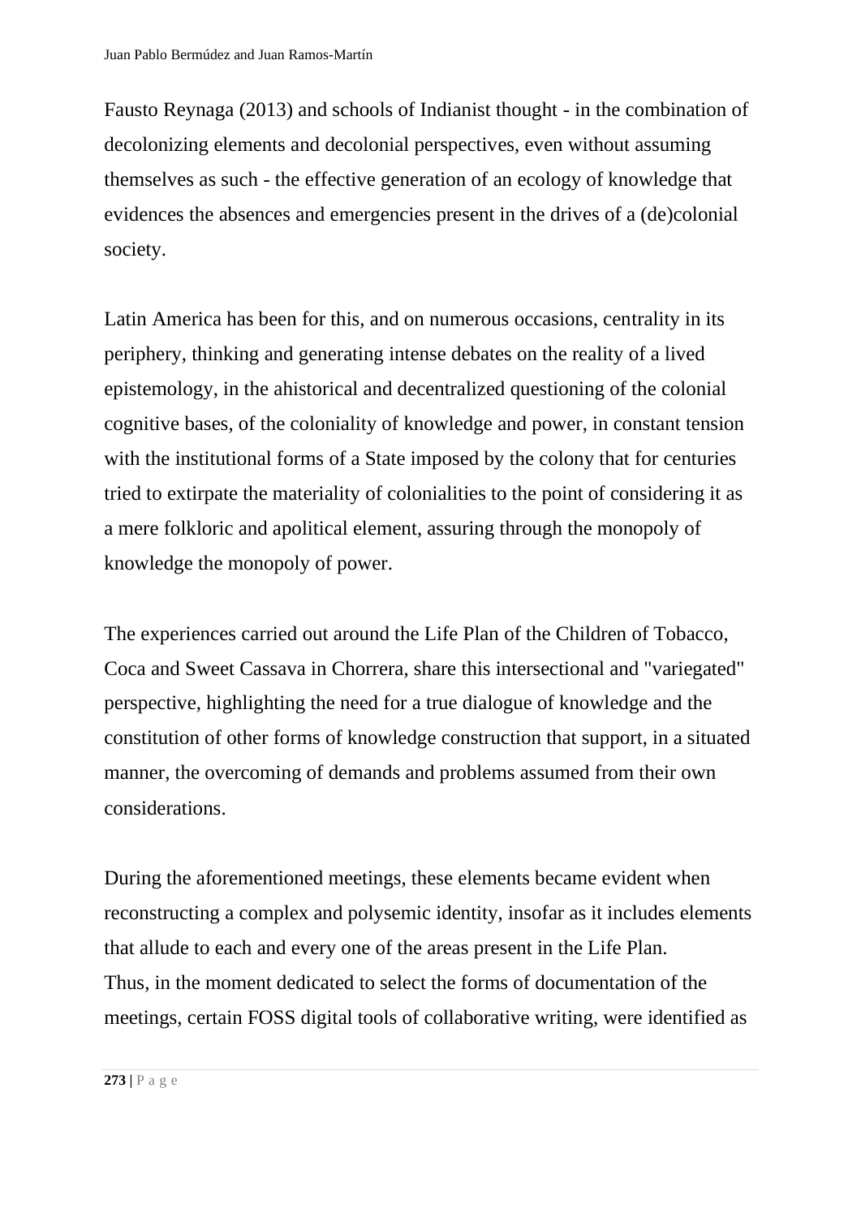Fausto Reynaga (2013) and schools of Indianist thought - in the combination of decolonizing elements and decolonial perspectives, even without assuming themselves as such - the effective generation of an ecology of knowledge that evidences the absences and emergencies present in the drives of a (de)colonial society.

Latin America has been for this, and on numerous occasions, centrality in its periphery, thinking and generating intense debates on the reality of a lived epistemology, in the ahistorical and decentralized questioning of the colonial cognitive bases, of the coloniality of knowledge and power, in constant tension with the institutional forms of a State imposed by the colony that for centuries tried to extirpate the materiality of colonialities to the point of considering it as a mere folkloric and apolitical element, assuring through the monopoly of knowledge the monopoly of power.

The experiences carried out around the Life Plan of the Children of Tobacco, Coca and Sweet Cassava in Chorrera, share this intersectional and "variegated" perspective, highlighting the need for a true dialogue of knowledge and the constitution of other forms of knowledge construction that support, in a situated manner, the overcoming of demands and problems assumed from their own considerations.

During the aforementioned meetings, these elements became evident when reconstructing a complex and polysemic identity, insofar as it includes elements that allude to each and every one of the areas present in the Life Plan.
Thus, in the moment dedicated to select the forms of documentation of the meetings, certain FOSS digital tools of collaborative writing, were identified as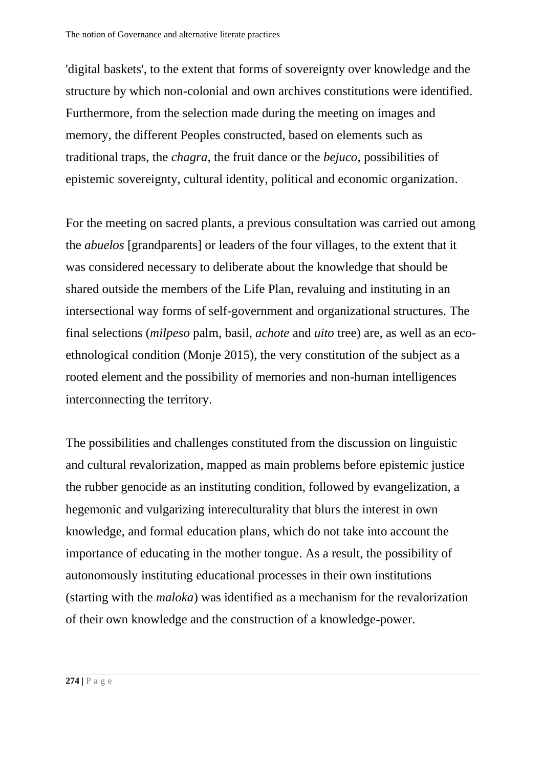'digital baskets', to the extent that forms of sovereignty over knowledge and the structure by which non-colonial and own archives constitutions were identified. Furthermore, from the selection made during the meeting on images and memory, the different Peoples constructed, based on elements such as traditional traps, the *chagra*, the fruit dance or the *bejuco*, possibilities of epistemic sovereignty, cultural identity, political and economic organization.

For the meeting on sacred plants, a previous consultation was carried out among the *abuelos* [grandparents] or leaders of the four villages, to the extent that it was considered necessary to deliberate about the knowledge that should be shared outside the members of the Life Plan, revaluing and instituting in an intersectional way forms of self-government and organizational structures. The final selections (*milpeso* palm, basil, *achote* and *uito* tree) are, as well as an eco-ethnological condition (Monje 2015), the very constitution of the subject as a rooted element and the possibility of memories and non-human intelligences interconnecting the territory.

The possibilities and challenges constituted from the discussion on linguistic and cultural revalorization, mapped as main problems before epistemic justice the rubber genocide as an instituting condition, followed by evangelization, a hegemonic and vulgarizing intereculturality that blurs the interest in own knowledge, and formal education plans, which do not take into account the importance of educating in the mother tongue. As a result, the possibility of autonomously instituting educational processes in their own institutions (starting with the *maloka*) was identified as a mechanism for the revalorization of their own knowledge and the construction of a knowledge-power.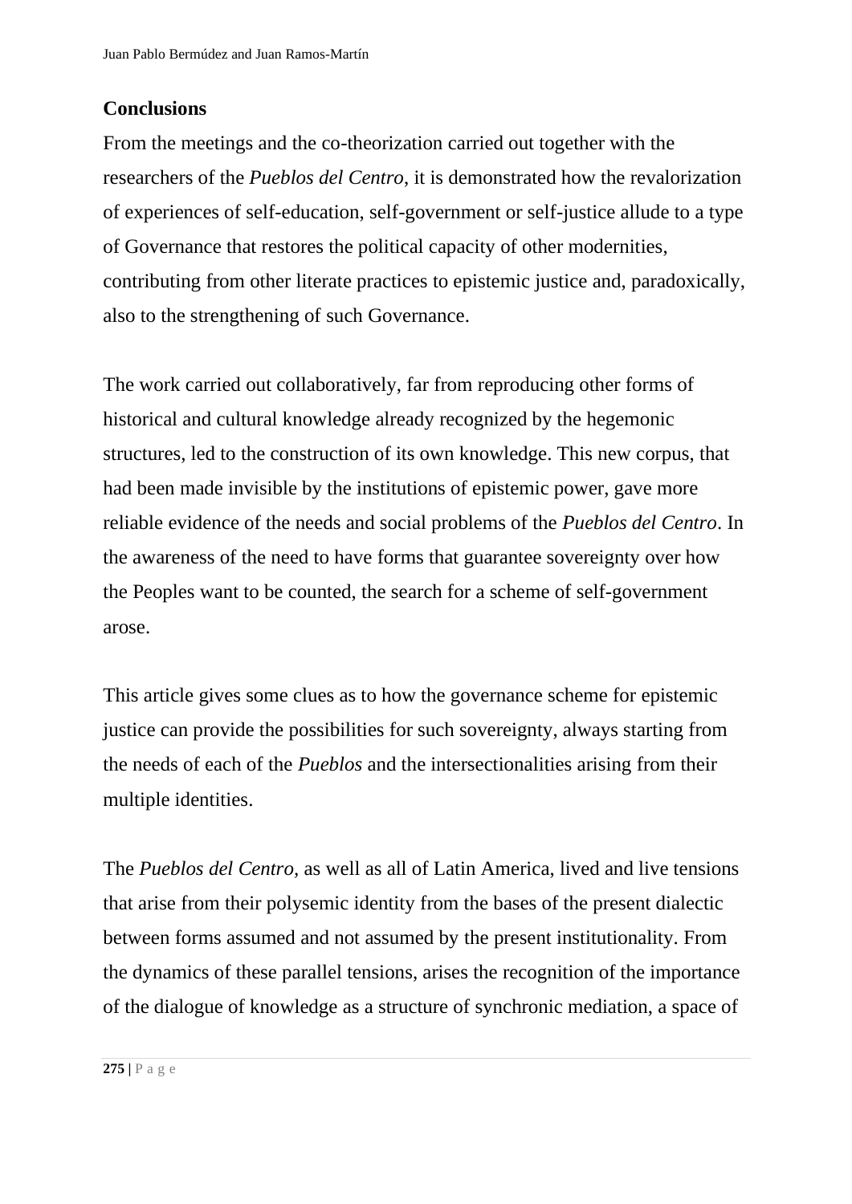## Conclusions

From the meetings and the co-theorization carried out together with the researchers of the *Pueblos del Centro*, it is demonstrated how the revalorization of experiences of self-education, self-government or self-justice allude to a type of Governance that restores the political capacity of other modernities, contributing from other literate practices to epistemic justice and, paradoxically, also to the strengthening of such Governance.

The work carried out collaboratively, far from reproducing other forms of historical and cultural knowledge already recognized by the hegemonic structures, led to the construction of its own knowledge. This new corpus, that had been made invisible by the institutions of epistemic power, gave more reliable evidence of the needs and social problems of the *Pueblos del Centro*. In the awareness of the need to have forms that guarantee sovereignty over how the Peoples want to be counted, the search for a scheme of self-government arose.

This article gives some clues as to how the governance scheme for epistemic justice can provide the possibilities for such sovereignty, always starting from the needs of each of the *Pueblos* and the intersectionalities arising from their multiple identities.

The *Pueblos del Centro*, as well as all of Latin America, lived and live tensions that arise from their polysemic identity from the bases of the present dialectic between forms assumed and not assumed by the present institutionality. From the dynamics of these parallel tensions, arises the recognition of the importance of the dialogue of knowledge as a structure of synchronic mediation, a space of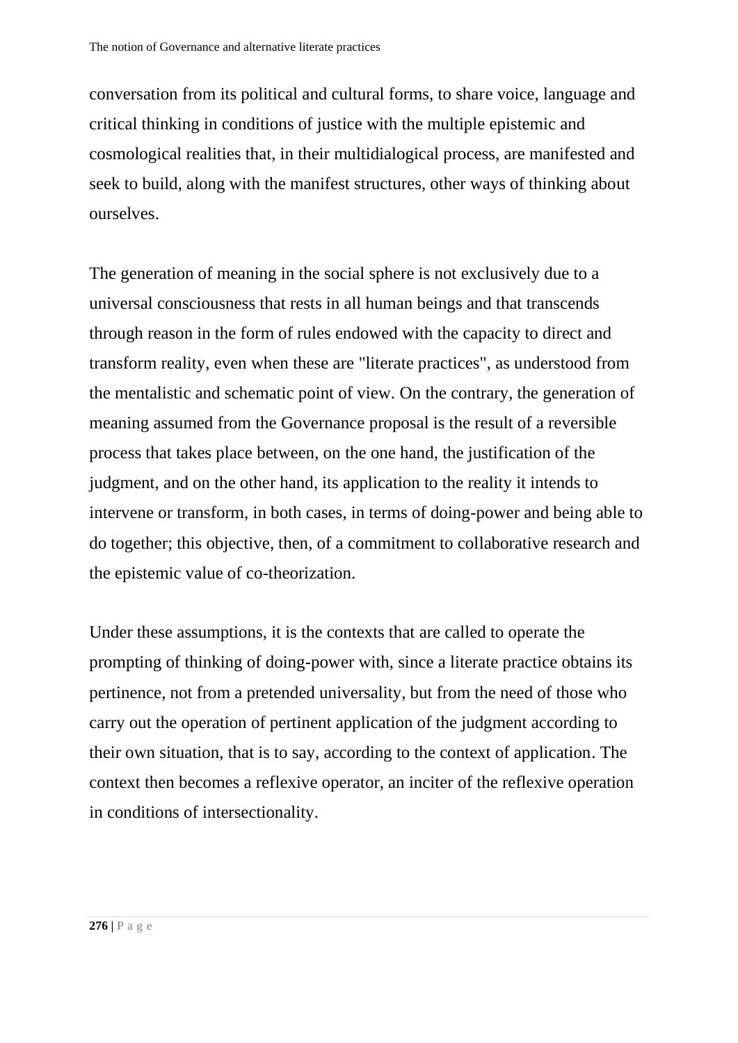conversation from its political and cultural forms, to share voice, language and critical thinking in conditions of justice with the multiple epistemic and cosmological realities that, in their multidialogical process, are manifested and seek to build, along with the manifest structures, other ways of thinking about ourselves.

The generation of meaning in the social sphere is not exclusively due to a universal consciousness that rests in all human beings and that transcends through reason in the form of rules endowed with the capacity to direct and transform reality, even when these are "literate practices", as understood from the mentalistic and schematic point of view. On the contrary, the generation of meaning assumed from the Governance proposal is the result of a reversible process that takes place between, on the one hand, the justification of the judgment, and on the other hand, its application to the reality it intends to intervene or transform, in both cases, in terms of doing-power and being able to do together; this objective, then, of a commitment to collaborative research and the epistemic value of co-theorization.

Under these assumptions, it is the contexts that are called to operate the prompting of thinking of doing-power with, since a literate practice obtains its pertinence, not from a pretended universality, but from the need of those who carry out the operation of pertinent application of the judgment according to their own situation, that is to say, according to the context of application. The context then becomes a reflexive operator, an inciter of the reflexive operation in conditions of intersectionality.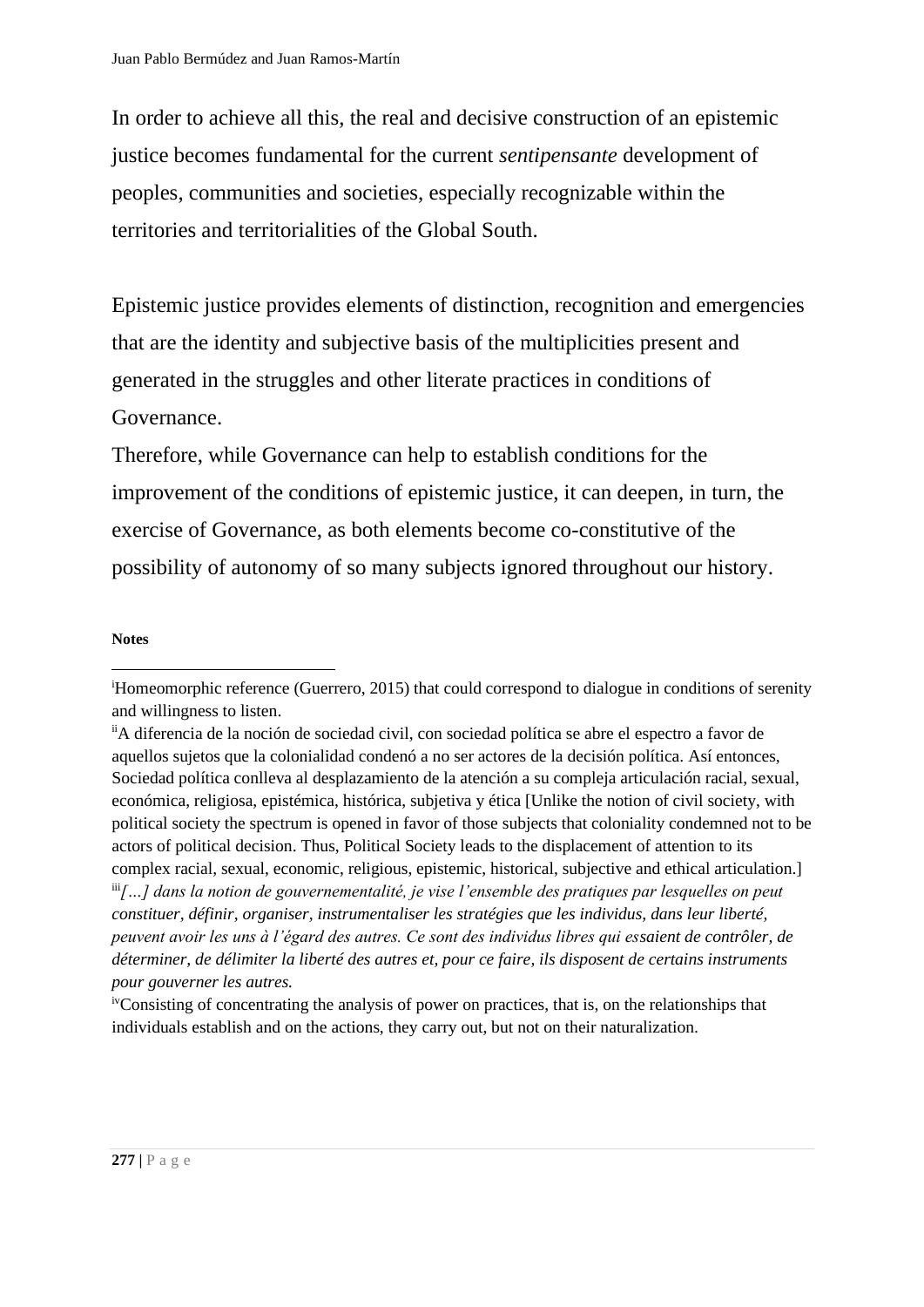In order to achieve all this, the real and decisive construction of an epistemic justice becomes fundamental for the current *sentipensante* development of peoples, communities and societies, especially recognizable within the territories and territorialities of the Global South.

Epistemic justice provides elements of distinction, recognition and emergencies that are the identity and subjective basis of the multiplicities present and generated in the struggles and other literate practices in conditions of Governance.

Therefore, while Governance can help to establish conditions for the improvement of the conditions of epistemic justice, it can deepen, in turn, the exercise of Governance, as both elements become co-constitutive of the possibility of autonomy of so many subjects ignored throughout our history.

**Notes**

[i] Homeomorphic reference (Guerrero, 2015) that could correspond to dialogue in conditions of serenity and willingness to listen.

[ii] A diferencia de la noción de sociedad civil, con sociedad política se abre el espectro a favor de aquellos sujetos que la colonialidad condenó a no ser actores de la decisión política. Así entonces, Sociedad política conlleva al desplazamiento de la atención a su compleja articulación racial, sexual, económica, religiosa, epistémica, histórica, subjetiva y ética [Unlike the notion of civil society, with political society the spectrum is opened in favor of those subjects that coloniality condemned not to be actors of political decision. Thus, Political Society leads to the displacement of attention to its complex racial, sexual, economic, religious, epistemic, historical, subjective and ethical articulation.]

[iii] *[…] dans la notion de gouvernementalité, je vise l'ensemble des pratiques par lesquelles on peut constituer, définir, organiser, instrumentaliser les stratégies que les individus, dans leur liberté, peuvent avoir les uns à l'égard des autres. Ce sont des individus libres qui essaient de contrôler, de déterminer, de délimiter la liberté des autres et, pour ce faire, ils disposent de certains instruments pour gouverner les autres.*

[iv] Consisting of concentrating the analysis of power on practices, that is, on the relationships that individuals establish and on the actions, they carry out, but not on their naturalization.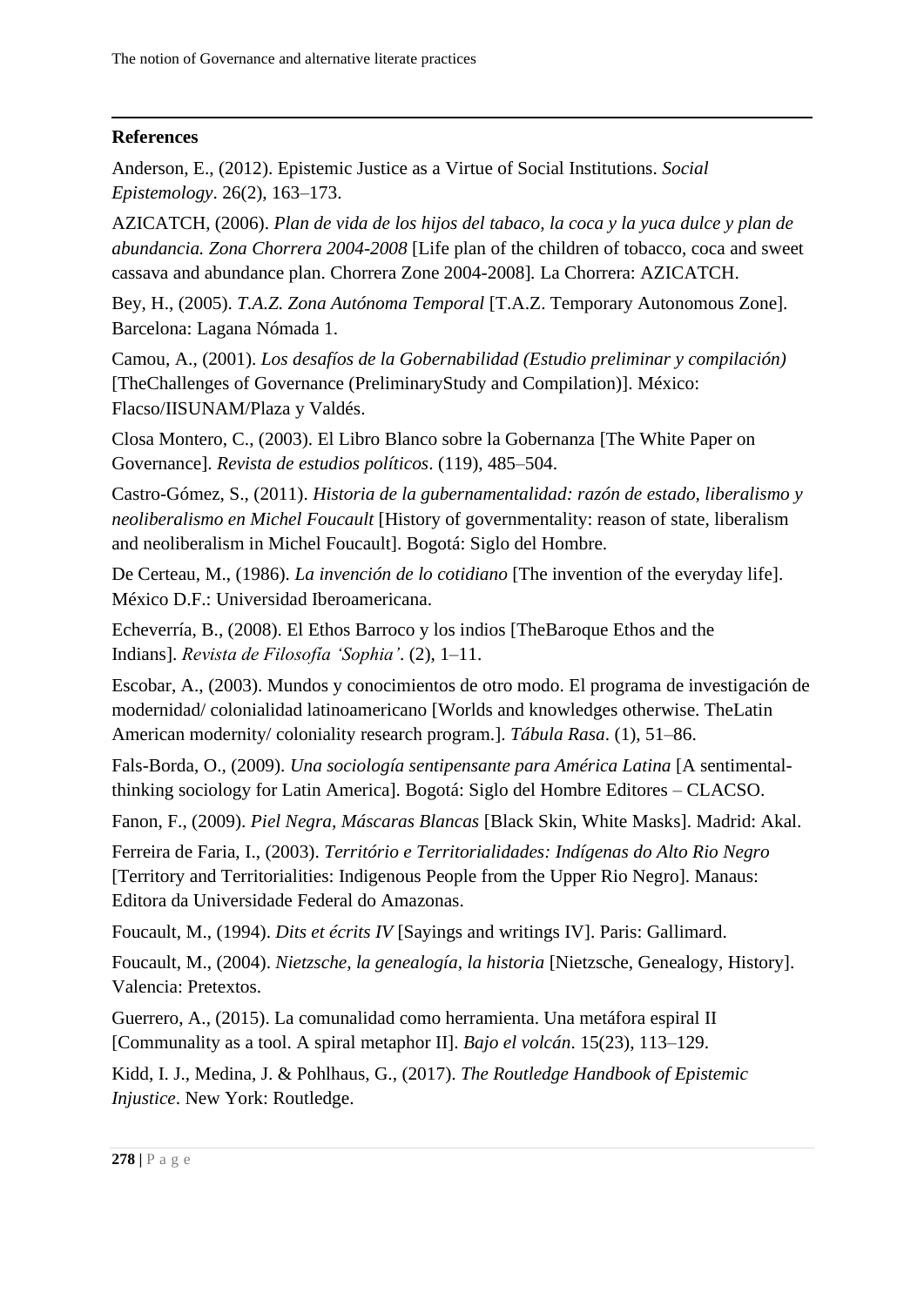## References

Anderson, E., (2012). Epistemic Justice as a Virtue of Social Institutions. *Social Epistemology*. 26(2), 163–173.

AZICATCH, (2006). *Plan de vida de los hijos del tabaco, la coca y la yuca dulce y plan de abundancia. Zona Chorrera 2004-2008* [Life plan of the children of tobacco, coca and sweet cassava and abundance plan. Chorrera Zone 2004-2008]. La Chorrera: AZICATCH.

Bey, H., (2005). *T.A.Z. Zona Autónoma Temporal* [T.A.Z. Temporary Autonomous Zone]. Barcelona: Lagana Nómada 1.

Camou, A., (2001). *Los desafíos de la Gobernabilidad (Estudio preliminar y compilación)* [TheChallenges of Governance (PreliminaryStudy and Compilation)]. México: Flacso/IISUNAM/Plaza y Valdés.

Closa Montero, C., (2003). El Libro Blanco sobre la Gobernanza [The White Paper on Governance]. *Revista de estudios políticos*. (119), 485–504.

Castro-Gómez, S., (2011). *Historia de la gubernamentalidad: razón de estado, liberalismo y neoliberalismo en Michel Foucault* [History of governmentality: reason of state, liberalism and neoliberalism in Michel Foucault]. Bogotá: Siglo del Hombre.

De Certeau, M., (1986). *La invención de lo cotidiano* [The invention of the everyday life]. México D.F.: Universidad Iberoamericana.

Echeverría, B., (2008). El Ethos Barroco y los indios [TheBaroque Ethos and the Indians]. *Revista de Filosofía 'Sophia'*. (2), 1–11.

Escobar, A., (2003). Mundos y conocimientos de otro modo. El programa de investigación de modernidad/ colonialidad latinoamericano [Worlds and knowledges otherwise. TheLatin American modernity/ coloniality research program.]. *Tábula Rasa*. (1), 51–86.

Fals-Borda, O., (2009). *Una sociología sentipensante para América Latina* [A sentimental-thinking sociology for Latin America]. Bogotá: Siglo del Hombre Editores – CLACSO.

Fanon, F., (2009). *Piel Negra, Máscaras Blancas* [Black Skin, White Masks]. Madrid: Akal.

Ferreira de Faria, I., (2003). *Território e Territorialidades: Indígenas do Alto Rio Negro* [Territory and Territorialities: Indigenous People from the Upper Rio Negro]. Manaus: Editora da Universidade Federal do Amazonas.

Foucault, M., (1994). *Dits et écrits IV* [Sayings and writings IV]. Paris: Gallimard.

Foucault, M., (2004). *Nietzsche, la genealogía, la historia* [Nietzsche, Genealogy, History]. Valencia: Pretextos.

Guerrero, A., (2015). La comunalidad como herramienta. Una metáfora espiral II [Communality as a tool. A spiral metaphor II]. *Bajo el volcán*. 15(23), 113–129.

Kidd, I. J., Medina, J. & Pohlhaus, G., (2017). *The Routledge Handbook of Epistemic Injustice*. New York: Routledge.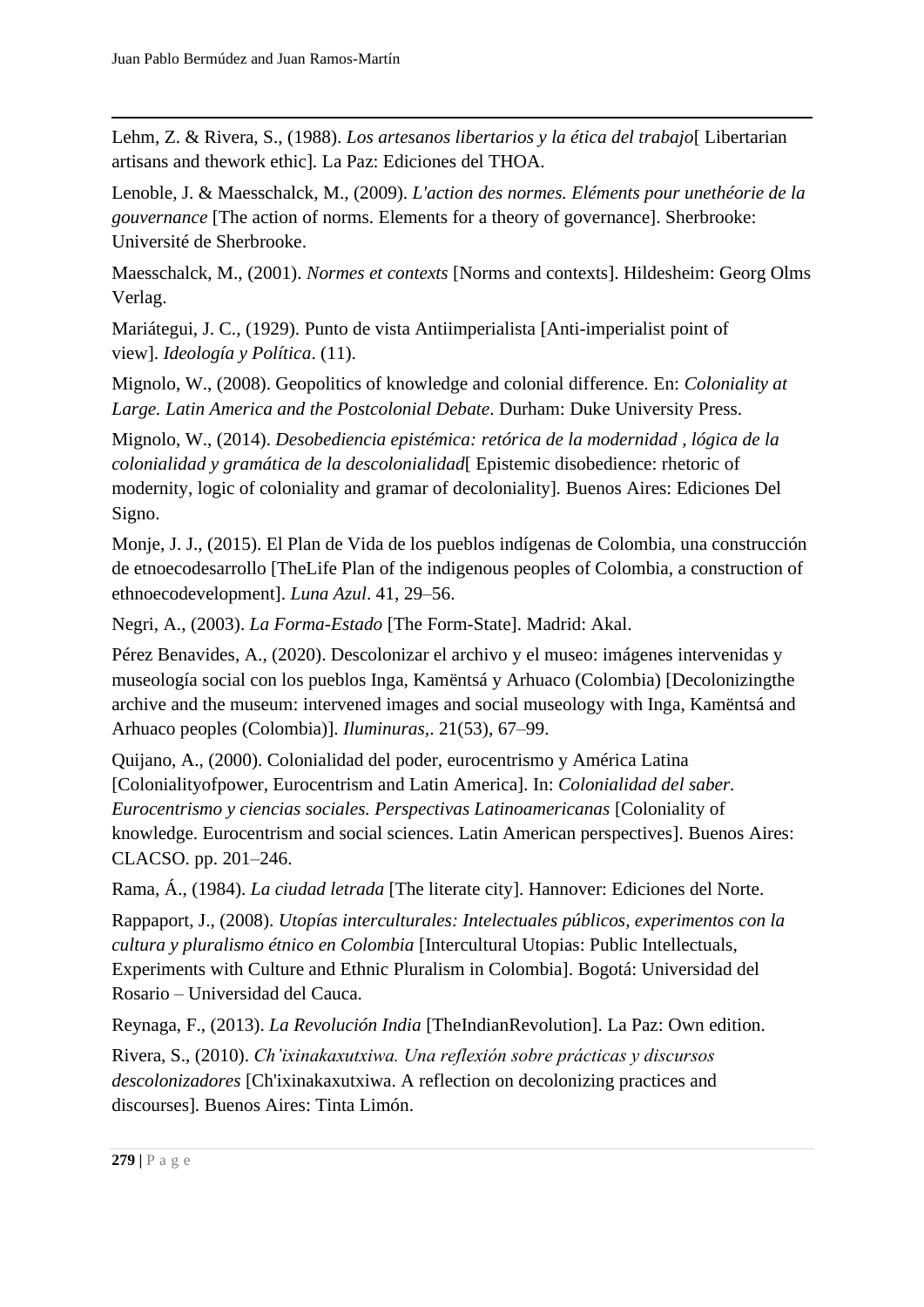Lehm, Z. & Rivera, S., (1988). *Los artesanos libertarios y la ética del trabajo*[ Libertarian artisans and thework ethic]. La Paz: Ediciones del THOA.

Lenoble, J. & Maesschalck, M., (2009). *L'action des normes. Eléments pour unethéorie de la gouvernance* [The action of norms. Elements for a theory of governance]. Sherbrooke: Université de Sherbrooke.

Maesschalck, M., (2001). *Normes et contexts* [Norms and contexts]. Hildesheim: Georg Olms Verlag.

Mariátegui, J. C., (1929). Punto de vista Antiimperialista [Anti-imperialist point of view]. *Ideología y Política*. (11).

Mignolo, W., (2008). Geopolitics of knowledge and colonial difference. En: *Coloniality at Large. Latin America and the Postcolonial Debate*. Durham: Duke University Press.

Mignolo, W., (2014). *Desobediencia epistémica: retórica de la modernidad , lógica de la colonialidad y gramática de la descolonialidad*[ Epistemic disobedience: rhetoric of modernity, logic of coloniality and gramar of decoloniality]. Buenos Aires: Ediciones Del Signo.

Monje, J. J., (2015). El Plan de Vida de los pueblos indígenas de Colombia, una construcción de etnoecodesarrollo [TheLife Plan of the indigenous peoples of Colombia, a construction of ethnoecodevelopment]. *Luna Azul*. 41, 29–56.

Negri, A., (2003). *La Forma-Estado* [The Form-State]. Madrid: Akal.

Pérez Benavides, A., (2020). Descolonizar el archivo y el museo: imágenes intervenidas y museología social con los pueblos Inga, Kamëntsá y Arhuaco (Colombia) [Decolonizingthe archive and the museum: intervened images and social museology with Inga, Kamëntsá and Arhuaco peoples (Colombia)]. *Iluminuras,*. 21(53), 67–99.

Quijano, A., (2000). Colonialidad del poder, eurocentrismo y América Latina [Colonialityofpower, Eurocentrism and Latin America]. In: *Colonialidad del saber. Eurocentrismo y ciencias sociales. Perspectivas Latinoamericanas* [Coloniality of knowledge. Eurocentrism and social sciences. Latin American perspectives]. Buenos Aires: CLACSO. pp. 201–246.

Rama, Á., (1984). *La ciudad letrada* [The literate city]. Hannover: Ediciones del Norte.

Rappaport, J., (2008). *Utopías interculturales: Intelectuales públicos, experimentos con la cultura y pluralismo étnico en Colombia* [Intercultural Utopias: Public Intellectuals, Experiments with Culture and Ethnic Pluralism in Colombia]. Bogotá: Universidad del Rosario – Universidad del Cauca.

Reynaga, F., (2013). *La Revolución India* [TheIndianRevolution]. La Paz: Own edition.

Rivera, S., (2010). *Ch'ixinakaxutxiwa. Una reflexión sobre prácticas y discursos descolonizadores* [Ch'ixinakaxutxiwa. A reflection on decolonizing practices and discourses]. Buenos Aires: Tinta Limón.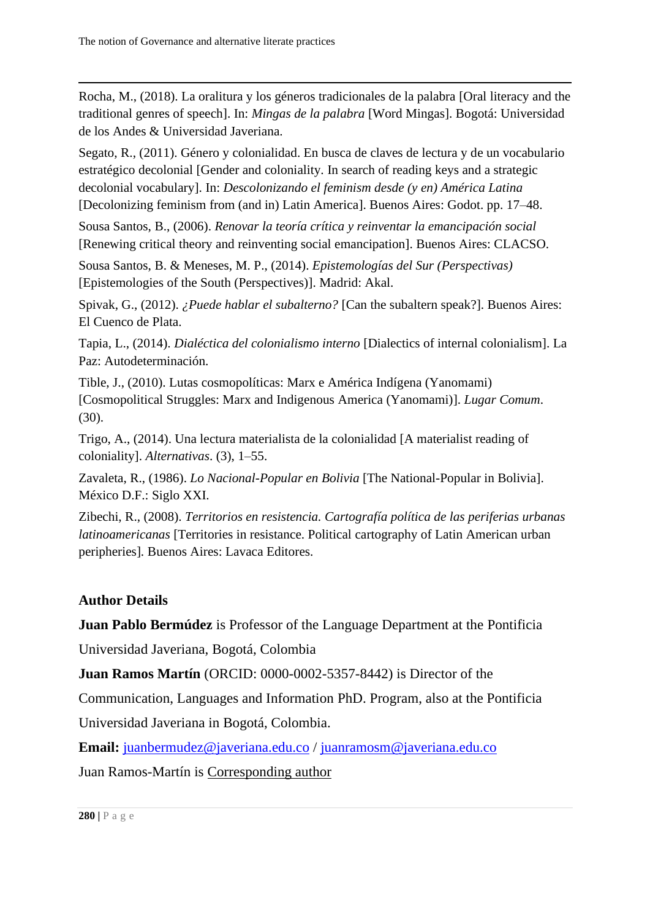Rocha, M., (2018). La oralitura y los géneros tradicionales de la palabra [Oral literacy and the traditional genres of speech]. In: *Mingas de la palabra* [Word Mingas]. Bogotá: Universidad de los Andes & Universidad Javeriana.

Segato, R., (2011). Género y colonialidad. En busca de claves de lectura y de un vocabulario estratégico decolonial [Gender and coloniality. In search of reading keys and a strategic decolonial vocabulary]. In: *Descolonizando el feminism desde (y en) América Latina* [Decolonizing feminism from (and in) Latin America]. Buenos Aires: Godot. pp. 17–48.

Sousa Santos, B., (2006). *Renovar la teoría crítica y reinventar la emancipación social* [Renewing critical theory and reinventing social emancipation]. Buenos Aires: CLACSO.

Sousa Santos, B. & Meneses, M. P., (2014). *Epistemologías del Sur (Perspectivas)* [Epistemologies of the South (Perspectives)]. Madrid: Akal.

Spivak, G., (2012). *¿Puede hablar el subalterno?* [Can the subaltern speak?]. Buenos Aires: El Cuenco de Plata.

Tapia, L., (2014). *Dialéctica del colonialismo interno* [Dialectics of internal colonialism]. La Paz: Autodeterminación.

Tible, J., (2010). Lutas cosmopolíticas: Marx e América Indígena (Yanomami) [Cosmopolitical Struggles: Marx and Indigenous America (Yanomami)]. *Lugar Comum*. (30).

Trigo, A., (2014). Una lectura materialista de la colonialidad [A materialist reading of coloniality]. *Alternativas*. (3), 1–55.

Zavaleta, R., (1986). *Lo Nacional-Popular en Bolivia* [The National-Popular in Bolivia]. México D.F.: Siglo XXI.

Zibechi, R., (2008). *Territorios en resistencia. Cartografía política de las periferias urbanas latinoamericanas* [Territories in resistance. Political cartography of Latin American urban peripheries]. Buenos Aires: Lavaca Editores.

## Author Details

**Juan Pablo Bermúdez** is Professor of the Language Department at the Pontificia Universidad Javeriana, Bogotá, Colombia

**Juan Ramos Martín** (ORCID: 0000-0002-5357-8442) is Director of the Communication, Languages and Information PhD. Program, also at the Pontificia Universidad Javeriana in Bogotá, Colombia.

**Email:** juanbermudez@javeriana.edu.co / juanramosm@javeriana.edu.co

Juan Ramos-Martín is Corresponding author